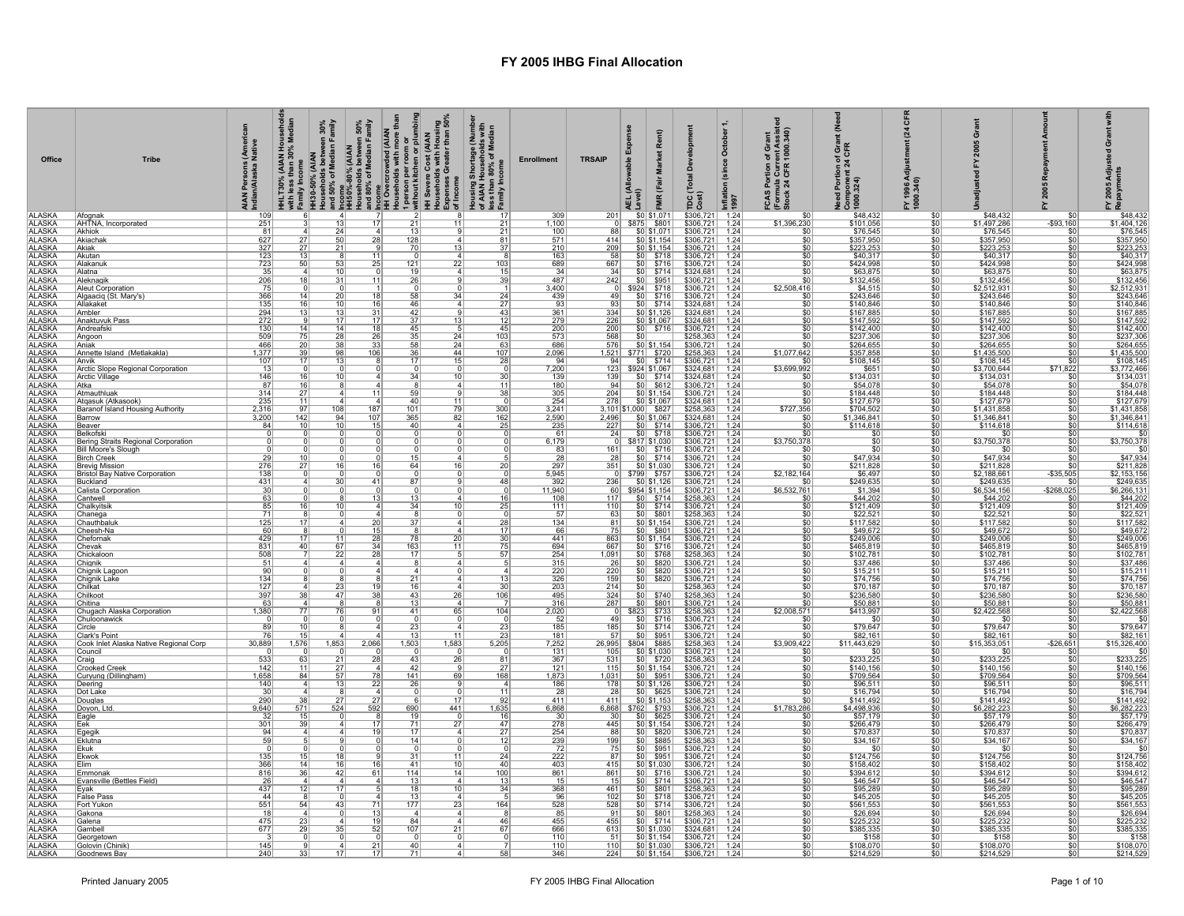# FY 2005 IHBG Final Allocation

| Office | Tribe | AIAN Persons (American Indian/Alaska Native | HHLT30% (AIAN Households with less than 30% Median Family Income | HH30-50% (AIAN Households between 30% and 50% of Median Family Income | HH50%-80% (AIAN Households between 50% and 80% of Median Family Income | HH Overcrowded (AIAN Households with more than 1 person per room or without kitchen or plumbing | HH Severe Cost (AIAN Households with Housing Expenses Greater than 50% of Income | Housing Shortage (Number of AIAN Households with less than 80% of Median Family Income | Enrollment | TRSAIP | AEL (Allowable Expense Level) | FMR (Fair Market Rent) | TDC (Total Development Cost) | Inflation (since October 1, 1997 | FCAS Portion of Grant (Formula Current Assisted Stock 24 CFR 1000.340) | Need Portion of Grant (Need Component 24 CFR 1000.324) | FY 1996 Adjustment (24 CFR 1000.340) | Unadjusted FY 2005 Grant | FY 2005 Repayment Amount | FY 2005 Adjusted Grant with Repayments |
|---|---|---|---|---|---|---|---|---|---|---|---|---|---|---|---|---|---|---|---|---|
| ALASKA | Afognak | 109 | 6 | 4 | 7 | 2 | 8 | 17 | 309 | 201 | $0 | $1,071 | $306,721 | 1.24 | $0 | $48,432 | $0 | $48,432 | $0 | $48,432 |
| ALASKA | AHTNA, Incorporated | 251 | 3 | 13 | 17 | 21 | 11 | 21 | 1,100 | 0 | $875 | $801 | $306,721 | 1.24 | $1,396,230 | $101,056 | $0 | $1,497,286 | -$93,160 | $1,404,126 |
| ALASKA | Akhiok | 81 | 4 | 24 | 4 | 13 | 9 | 21 | 100 | 88 | $0 | $1,071 | $306,721 | 1.24 | $0 | $76,545 | $0 | $76,545 | $0 | $76,545 |
| ALASKA | Akiachak | 627 | 27 | 50 | 28 | 128 | 4 | 81 | 571 | 414 | $0 | $1,154 | $306,721 | 1.24 | $0 | $357,950 | $0 | $357,950 | $0 | $357,950 |
| ALASKA | Akiak | 327 | 27 | 21 | 9 | 70 | 13 | 37 | 210 | 209 | $0 | $1,154 | $306,721 | 1.24 | $0 | $223,253 | $0 | $223,253 | $0 | $223,253 |
| ALASKA | Akutan | 123 | 13 | 8 | 11 | 0 | 4 | 8 | 163 | 58 | $0 | $718 | $306,721 | 1.24 | $0 | $40,317 | $0 | $40,317 | $0 | $40,317 |
| ALASKA | Alakanuk | 723 | 50 | 53 | 25 | 121 | 22 | 103 | 689 | 667 | $0 | $716 | $306,721 | 1.24 | $0 | $424,998 | $0 | $424,998 | $0 | $424,998 |
| ALASKA | Alatna | 35 | 4 | 10 | 0 | 19 | 4 | 15 | 34 | 34 | $0 | $714 | $324,681 | 1.24 | $0 | $63,875 | $0 | $63,875 | $0 | $63,875 |
| ALASKA | Aleknagik | 206 | 18 | 31 | 11 | 26 | 9 | 39 | 487 | 242 | $0 | $951 | $306,721 | 1.24 | $0 | $132,456 | $0 | $132,456 | $0 | $132,456 |
| ALASKA | Aleut Corporation | 75 | 0 | 0 | 1 | 0 | 0 | 1 | 3,400 | 0 | $924 | $718 | $306,721 | 1.24 | $2,508,416 | $4,515 | $0 | $2,512,931 | $0 | $2,512,931 |
| ALASKA | Algaaciq (St. Mary's) | 366 | 14 | 20 | 18 | 58 | 34 | 24 | 439 | 49 | $0 | $716 | $306,721 | 1.24 | $0 | $243,646 | $0 | $243,646 | $0 | $243,646 |
| ALASKA | Allakaket | 135 | 16 | 10 | 16 | 46 | 4 | 27 | 93 | 93 | $0 | $714 | $324,681 | 1.24 | $0 | $140,846 | $0 | $140,846 | $0 | $140,846 |
| ALASKA | Ambler | 294 | 13 | 13 | 31 | 42 | 9 | 43 | 361 | 334 | $0 | $1,126 | $324,681 | 1.24 | $0 | $167,885 | $0 | $167,885 | $0 | $167,885 |
| ALASKA | Anaktuvuk Pass | 272 | 9 | 17 | 17 | 37 | 13 | 12 | 279 | 226 | $0 | $1,067 | $324,681 | 1.24 | $0 | $147,592 | $0 | $147,592 | $0 | $147,592 |
| ALASKA | Andreafski | 130 | 14 | 14 | 18 | 45 | 5 | 45 | 200 | 200 | $0 | $716 | $306,721 | 1.24 | $0 | $142,400 | $0 | $142,400 | $0 | $142,400 |
| ALASKA | Angoon | 509 | 75 | 28 | 26 | 35 | 24 | 103 | 573 | 568 | $0 | | $258,363 | 1.24 | $0 | $237,306 | $0 | $237,306 | $0 | $237,306 |
| ALASKA | Aniak | 466 | 20 | 38 | 33 | 58 | 24 | 63 | 686 | 576 | $0 | $1,154 | $306,721 | 1.24 | $0 | $264,655 | $0 | $264,655 | $0 | $264,655 |
| ALASKA | Annette Island (Metlakakla) | 1,377 | 39 | 98 | 106 | 36 | 44 | 107 | 2,096 | 1,521 | $771 | $720 | $258,363 | 1.24 | $1,077,642 | $357,858 | $0 | $1,435,500 | $0 | $1,435,500 |
| ALASKA | Anvik | 107 | 17 | 13 | 8 | 17 | 15 | 28 | 94 | 94 | $0 | $714 | $306,721 | 1.24 | $0 | $108,145 | $0 | $108,145 | $0 | $108,145 |
| ALASKA | Arctic Slope Regional Corporation | 13 | 0 | 0 | 0 | 0 | 0 | 0 | 7,200 | 123 | $924 | $1,067 | $324,681 | 1.24 | $3,699,992 | $651 | $0 | $3,700,644 | $71,822 | $3,772,466 |
| ALASKA | Arctic Village | 146 | 16 | 10 | 4 | 34 | 10 | 30 | 139 | 139 | $0 | $714 | $324,681 | 1.24 | $0 | $134,031 | $0 | $134,031 | $0 | $134,031 |
| ALASKA | Atka | 87 | 16 | 8 | 4 | 8 | 4 | 11 | 180 | 94 | $0 | $612 | $306,721 | 1.24 | $0 | $54,078 | $0 | $54,078 | $0 | $54,078 |
| ALASKA | Atmauthluak | 314 | 27 | 4 | 11 | 59 | 9 | 38 | 305 | 204 | $0 | $1,154 | $306,721 | 1.24 | $0 | $184,448 | $0 | $184,448 | $0 | $184,448 |
| ALASKA | Atqasuk (Atkasook) | 235 | 11 | 4 | 4 | 40 | 11 | 0 | 254 | 278 | $0 | $1,067 | $324,681 | 1.24 | $0 | $127,679 | $0 | $127,679 | $0 | $127,679 |
| ALASKA | Baranof Island Housing Authority | 2,316 | 97 | 108 | 187 | 101 | 79 | 300 | 3,241 | 3,101 | $1,000 | $827 | $258,363 | 1.24 | $727,356 | $704,502 | $0 | $1,431,858 | $0 | $1,431,858 |
| ALASKA | Barrow | 3,200 | 142 | 94 | 107 | 365 | 82 | 162 | 2,590 | 2,496 | $0 | $1,067 | $324,681 | 1.24 | $0 | $1,346,841 | $0 | $1,346,841 | $0 | $1,346,841 |
| ALASKA | Beaver | 84 | 10 | 10 | 15 | 40 | 4 | 25 | 235 | 227 | $0 | $714 | $306,721 | 1.24 | $0 | $114,618 | $0 | $114,618 | $0 | $114,618 |
| ALASKA | Belkofski | 0 | 0 | 0 | 0 | 0 | 0 | 0 | 61 | 24 | $0 | $718 | $306,721 | 1.24 | $0 | $0 | $0 | $0 | $0 | $0 |
| ALASKA | Bering Straits Regional Corporation | 0 | 0 | 0 | 0 | 0 | 0 | 0 | 6,179 | 0 | $817 | $1,030 | $306,721 | 1.24 | $3,750,378 | $0 | $0 | $3,750,378 | $0 | $3,750,378 |
| ALASKA | Bill Moore's Slough | 0 | 0 | 0 | 0 | 0 | 0 | 0 | 83 | 161 | $0 | $716 | $306,721 | 1.24 | $0 | $0 | $0 | $0 | $0 | $0 |
| ALASKA | Birch Creek | 29 | 10 | 0 | 0 | 15 | 4 | 5 | 28 | 28 | $0 | $714 | $306,721 | 1.24 | $0 | $47,934 | $0 | $47,934 | $0 | $47,934 |
| ALASKA | Brevig Mission | 276 | 27 | 16 | 16 | 64 | 16 | 20 | 297 | 351 | $0 | $1,030 | $306,721 | 1.24 | $0 | $211,828 | $0 | $211,828 | $0 | $211,828 |
| ALASKA | Bristol Bay Native Corporation | 138 | 0 | 0 | 0 | 0 | 0 | 0 | 5,945 | 0 | $799 | $757 | $306,721 | 1.24 | $2,182,164 | $6,497 | $0 | $2,188,661 | -$35,505 | $2,153,156 |
| ALASKA | Buckland | 431 | 4 | 30 | 41 | 87 | 9 | 48 | 392 | 236 | $0 | $1,126 | $306,721 | 1.24 | $0 | $249,635 | $0 | $249,635 | $0 | $249,635 |
| ALASKA | Calista Corporation | 30 | 0 | 0 | 0 | 0 | 0 | 0 | 11,940 | 60 | $954 | $1,154 | $306,721 | 1.24 | $6,532,761 | $1,394 | $0 | $6,534,156 | -$268,025 | $6,266,131 |
| ALASKA | Cantwell | 63 | 0 | 8 | 13 | 13 | 4 | 16 | 108 | 117 | $0 | $714 | $258,363 | 1.24 | $0 | $44,202 | $0 | $44,202 | $0 | $44,202 |
| ALASKA | Chalkyitsik | 85 | 16 | 10 | 4 | 34 | 10 | 25 | 111 | 110 | $0 | $714 | $306,721 | 1.24 | $0 | $121,409 | $0 | $121,409 | $0 | $121,409 |
| ALASKA | Chanega | 71 | 8 | 0 | 4 | 8 | 0 | 8 | 57 | 63 | $0 | $801 | $258,363 | 1.24 | $0 | $22,521 | $0 | $22,521 | $0 | $22,521 |
| ALASKA | Chauthbaluk | 125 | 17 | 4 | 20 | 37 | 4 | 28 | 134 | 81 | $0 | $1,154 | $306,721 | 1.24 | $0 | $117,582 | $0 | $117,582 | $0 | $117,582 |
| ALASKA | Cheesh-Na | 60 | 8 | 0 | 15 | 8 | 4 | 17 | 66 | 75 | $0 | $801 | $258,363 | 1.24 | $0 | $49,672 | $0 | $49,672 | $0 | $49,672 |
| ALASKA | Chefornak | 429 | 17 | 11 | 28 | 78 | 20 | 30 | 441 | 863 | $0 | $1,154 | $306,721 | 1.24 | $0 | $249,006 | $0 | $249,006 | $0 | $249,006 |
| ALASKA | Chevak | 831 | 40 | 67 | 34 | 163 | 11 | 75 | 694 | 667 | $0 | $716 | $306,721 | 1.24 | $0 | $465,819 | $0 | $465,819 | $0 | $465,819 |
| ALASKA | Chickaloon | 508 | 7 | 22 | 28 | 17 | 5 | 57 | 254 | 1,091 | $0 | $768 | $258,363 | 1.24 | $0 | $102,781 | $0 | $102,781 | $0 | $102,781 |
| ALASKA | Chignik | 51 | 4 | 4 | 4 | 8 | 4 | 5 | 315 | 26 | $0 | $820 | $306,721 | 1.24 | $0 | $37,486 | $0 | $37,486 | $0 | $37,486 |
| ALASKA | Chignik Lagoon | 90 | 0 | 0 | 4 | 4 | 0 | 4 | 220 | 220 | $0 | $820 | $306,721 | 1.24 | $0 | $15,211 | $0 | $15,211 | $0 | $15,211 |
| ALASKA | Chignik Lake | 134 | 8 | 8 | 8 | 21 | 4 | 13 | 326 | 159 | $0 | $820 | $306,721 | 1.24 | $0 | $74,756 | $0 | $74,756 | $0 | $74,756 |
| ALASKA | Chilkat | 127 | 4 | 23 | 19 | 16 | 4 | 30 | 203 | 214 | $0 | | $258,363 | 1.24 | $0 | $70,187 | $0 | $70,187 | $0 | $70,187 |
| ALASKA | Chilkoot | 397 | 38 | 47 | 38 | 43 | 26 | 106 | 495 | 324 | $0 | $740 | $258,363 | 1.24 | $0 | $236,580 | $0 | $236,580 | $0 | $236,580 |
| ALASKA | Chitina | 63 | 4 | 8 | 8 | 13 | 4 | 7 | 316 | 287 | $0 | $801 | $306,721 | 1.24 | $0 | $50,881 | $0 | $50,881 | $0 | $50,881 |
| ALASKA | Chugach Alaska Corporation | 1,380 | 77 | 76 | 91 | 41 | 65 | 104 | 2,020 | 0 | $823 | $733 | $258,363 | 1.24 | $2,008,571 | $413,997 | $0 | $2,422,568 | $0 | $2,422,568 |
| ALASKA | Chuloonawick | 0 | 0 | 0 | 0 | 0 | 0 | 0 | 52 | 49 | $0 | $716 | $306,721 | 1.24 | $0 | $0 | $0 | $0 | $0 | $0 |
| ALASKA | Circle | 89 | 10 | 8 | 4 | 23 | 4 | 23 | 185 | 185 | $0 | $714 | $306,721 | 1.24 | $0 | $79,647 | $0 | $79,647 | $0 | $79,647 |
| ALASKA | Clark's Point | 76 | 15 | 4 | 4 | 13 | 11 | 23 | 181 | 57 | $0 | $951 | $306,721 | 1.24 | $0 | $82,161 | $0 | $82,161 | $0 | $82,161 |
| ALASKA | Cook Inlet Alaska Native Regional Corp | 30,889 | 1,576 | 1,853 | 2,066 | 1,503 | 1,583 | 5,205 | 7,252 | 26,995 | $804 | $885 | $258,363 | 1.24 | $3,909,422 | $11,443,629 | $0 | $15,353,051 | -$26,651 | $15,326,400 |
| ALASKA | Council | 0 | 0 | 0 | 0 | 0 | 0 | 0 | 131 | 105 | $0 | $1,030 | $306,721 | 1.24 | $0 | $0 | $0 | $0 | $0 | $0 |
| ALASKA | Craig | 533 | 63 | 21 | 28 | 43 | 26 | 81 | 367 | 531 | $0 | $720 | $258,363 | 1.24 | $0 | $233,225 | $0 | $233,225 | $0 | $233,225 |
| ALASKA | Crooked Creek | 142 | 11 | 27 | 4 | 42 | 9 | 27 | 121 | 115 | $0 | $1,154 | $306,721 | 1.24 | $0 | $140,156 | $0 | $140,156 | $0 | $140,156 |
| ALASKA | Curyung (Dillingham) | 1,658 | 84 | 57 | 78 | 141 | 69 | 168 | 1,873 | 1,031 | $0 | $951 | $306,721 | 1.24 | $0 | $709,564 | $0 | $709,564 | $0 | $709,564 |
| ALASKA | Deering | 140 | 4 | 13 | 22 | 26 | 9 | 4 | 186 | 178 | $0 | $1,126 | $306,721 | 1.24 | $0 | $96,511 | $0 | $96,511 | $0 | $96,511 |
| ALASKA | Dot Lake | 30 | 4 | 8 | 4 | 0 | 0 | 11 | 28 | 28 | $0 | $625 | $306,721 | 1.24 | $0 | $16,794 | $0 | $16,794 | $0 | $16,794 |
| ALASKA | Douglas | 290 | 38 | 27 | 27 | 6 | 17 | 92 | 411 | 411 | $0 | $1,153 | $258,363 | 1.24 | $0 | $141,492 | $0 | $141,492 | $0 | $141,492 |
| ALASKA | Doyon, Ltd. | 9,640 | 571 | 524 | 592 | 690 | 441 | 1,635 | 6,868 | 6,868 | $762 | $793 | $306,721 | 1.24 | $1,783,286 | $4,498,936 | $0 | $6,282,223 | $0 | $6,282,223 |
| ALASKA | Eagle | 32 | 15 | 0 | 8 | 19 | 0 | 16 | 30 | 30 | $0 | $625 | $306,721 | 1.24 | $0 | $57,179 | $0 | $57,179 | $0 | $57,179 |
| ALASKA | Eek | 301 | 39 | 4 | 17 | 71 | 27 | 47 | 278 | 445 | $0 | $1,154 | $306,721 | 1.24 | $0 | $266,479 | $0 | $266,479 | $0 | $266,479 |
| ALASKA | Egegik | 94 | 4 | 4 | 19 | 17 | 4 | 27 | 254 | 88 | $0 | $820 | $306,721 | 1.24 | $0 | $70,837 | $0 | $70,837 | $0 | $70,837 |
| ALASKA | Eklutna | 59 | 5 | 9 | 0 | 14 | 0 | 12 | 239 | 199 | $0 | $885 | $258,363 | 1.24 | $0 | $34,167 | $0 | $34,167 | $0 | $34,167 |
| ALASKA | Ekuk | 0 | 0 | 0 | 0 | 0 | 0 | 0 | 72 | 75 | $0 | $951 | $306,721 | 1.24 | $0 | $0 | $0 | $0 | $0 | $0 |
| ALASKA | Ekwok | 135 | 15 | 18 | 9 | 31 | 11 | 24 | 222 | 87 | $0 | $951 | $306,721 | 1.24 | $0 | $124,756 | $0 | $124,756 | $0 | $124,756 |
| ALASKA | Elim | 366 | 14 | 16 | 16 | 41 | 10 | 40 | 403 | 415 | $0 | $1,030 | $306,721 | 1.24 | $0 | $158,402 | $0 | $158,402 | $0 | $158,402 |
| ALASKA | Emmonak | 816 | 36 | 42 | 61 | 114 | 14 | 100 | 861 | 861 | $0 | $716 | $306,721 | 1.24 | $0 | $394,612 | $0 | $394,612 | $0 | $394,612 |
| ALASKA | Evansville (Bettles Field) | 26 | 4 | 4 | 4 | 13 | 4 | 13 | 15 | 15 | $0 | $714 | $306,721 | 1.24 | $0 | $46,547 | $0 | $46,547 | $0 | $46,547 |
| ALASKA | Eyak | 437 | 12 | 17 | 5 | 18 | 10 | 34 | 368 | 461 | $0 | $801 | $258,363 | 1.24 | $0 | $95,289 | $0 | $95,289 | $0 | $95,289 |
| ALASKA | False Pass | 44 | 8 | 0 | 4 | 13 | 4 | 5 | 96 | 102 | $0 | $718 | $306,721 | 1.24 | $0 | $45,205 | $0 | $45,205 | $0 | $45,205 |
| ALASKA | Fort Yukon | 551 | 54 | 43 | 71 | 177 | 23 | 164 | 528 | 528 | $0 | $714 | $306,721 | 1.24 | $0 | $561,553 | $0 | $561,553 | $0 | $561,553 |
| ALASKA | Gakona | 18 | 4 | 0 | 13 | 4 | 4 | 8 | 85 | 91 | $0 | $801 | $258,363 | 1.24 | $0 | $26,694 | $0 | $26,694 | $0 | $26,694 |
| ALASKA | Galena | 475 | 23 | 4 | 19 | 84 | 4 | 46 | 455 | 455 | $0 | $714 | $306,721 | 1.24 | $0 | $225,232 | $0 | $225,232 | $0 | $225,232 |
| ALASKA | Gambell | 677 | 29 | 35 | 52 | 107 | 21 | 67 | 666 | 613 | $0 | $1,030 | $324,681 | 1.24 | $0 | $385,335 | $0 | $385,335 | $0 | $385,335 |
| ALASKA | Georgetown | 3 | 0 | 0 | 0 | 0 | 0 | 0 | 110 | 51 | $0 | $1,154 | $306,721 | 1.24 | $0 | $158 | $0 | $158 | $0 | $158 |
| ALASKA | Golovin (Chinik) | 145 | 9 | 4 | 21 | 40 | 4 | 7 | 110 | 110 | $0 | $1,030 | $306,721 | 1.24 | $0 | $108,070 | $0 | $108,070 | $0 | $108,070 |
| ALASKA | Goodnews Bay | 240 | 33 | 17 | 17 | 71 | 4 | 58 | 346 | 224 | $0 | $1,154 | $306,721 | 1.24 | $0 | $214,529 | $0 | $214,529 | $0 | $214,529 |

Printed January 2005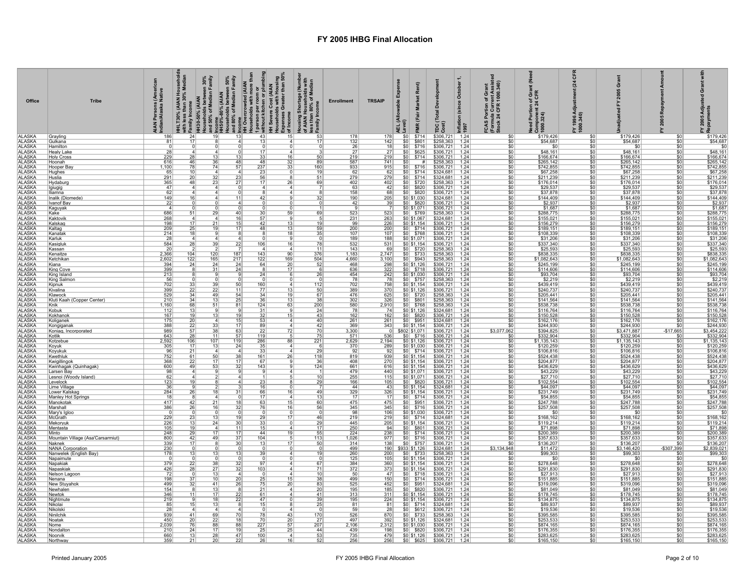# FY 2005 IHBG Final Allocation

| Office | Tribe | AIAN Persons (American Indian/Alaska Native | HHLT30% (AIAN Households with less than 30% Median Family Income | HH30-50% (AIAN Households between 30% and 50% of Median Family Income | HH50%-80% (AIAN Households between 50% and 80% of Median Family Income | HH Overcrowded (AIAN Households with more than 1 person per room or without kitchen or plumbing | HH Severe Cost (AIAN Households with Housing Expenses Greater than 50% of Income | Housing Shortage (Number of AIAN Households with less than 80% of Median Family Income | Enrollment | TRSAIP | AEL (Allowable Expense Level) | FMR (Fair Market Rent) | TDC (Total Development Cost) | Inflation (since October 1, 1997 | FCAS Portion of Grant (Formula Current Assisted Stock 24 CFR 1000.340) | Need Portion of Grant (Need Component 24 CFR 1000.324) | FY 1996 Adjustment (24 CFR 1000.340) | Unadjusted FY 2005 Grant | FY 2005 Repayment Amount | FY 2005 Adjusted Grant with Repayments |
|---|---|---|---|---|---|---|---|---|---|---|---|---|---|---|---|---|---|---|---|---|
| ALASKA | Grayling | 186 | 24 | 19 | 13 | 43 | 15 | 53 | 178 | 178 | $0 | $714 | $306,721 | 1.24 | $0 | $179,426 | $0 | $179,426 | $0 | $179,426 |
| ALASKA | Gulkana | 81 | 17 | 8 | 4 | 13 | 4 | 17 | 132 | 142 | $0 | $801 | $258,363 | 1.24 | $0 | $54,687 | $0 | $54,687 | $0 | $54,687 |
| ALASKA | Hamilton | 0 | 0 | 0 | 0 | 0 | 0 | 0 | 26 | 18 | $0 | $716 | $306,721 | 1.24 | $0 | $0 | $0 | $0 | $0 | $0 |
| ALASKA | Healy Lake | 28 | 4 | 4 | 0 | 17 | 4 | 3 | 27 | 27 | $0 | $625 | $306,721 | 1.24 | $0 | $48,161 | $0 | $48,161 | $0 | $48,161 |
| ALASKA | Holy Cross | 229 | 28 | 13 | 13 | 33 | 16 | 50 | 219 | 219 | $0 | $714 | $306,721 | 1.24 | $0 | $166,674 | $0 | $166,674 | $0 | $166,674 |
| ALASKA | Hoonah | 616 | 46 | 36 | 48 | 48 | 32 | 89 | 587 | 741 | $0 | # | $258,363 | 1.24 | $0 | $265,142 | $0 | $265,142 | $0 | $265,142 |
| ALASKA | Hooper Bay | 1,100 | 78 | 74 | 57 | 237 | 33 | 160 | 933 | 915 | $0 | $716 | $306,721 | 1.24 | $0 | $742,855 | $0 | $742,855 | $0 | $742,855 |
| ALASKA | Hughes | 65 | 10 | 4 | 4 | 23 | 0 | 19 | 62 | 62 | $0 | $714 | $324,681 | 1.24 | $0 | $67,258 | $0 | $67,258 | $0 | $67,258 |
| ALASKA | Huslia | 291 | 20 | 32 | 23 | 56 | 8 | 51 | 279 | 279 | $0 | $714 | $324,681 | 1.24 | $0 | $211,239 | $0 | $211,239 | $0 | $211,239 |
| ALASKA | Hydaburg | 365 | 48 | 23 | 27 | 17 | 26 | 69 | 402 | 402 | $0 | $720 | $258,363 | 1.24 | $0 | $176,014 | $0 | $176,014 | $0 | $176,014 |
| ALASKA | Igiugig | 47 | 4 | 4 | 0 | 4 | 4 | 7 | 63 | 42 | $0 | $820 | $306,721 | 1.24 | $0 | $29,537 | $0 | $29,537 | $0 | $29,537 |
| ALASKA | Iliamna | 62 | 4 | 4 | 0 | 8 | 4 | 8 | 158 | 68 | $0 | $820 | $306,721 | 1.24 | $0 | $37,878 | $0 | $37,878 | $0 | $37,878 |
| ALASKA | Inalik (Diomede) | 149 | 16 | 4 | 11 | 42 | 9 | 32 | 190 | 205 | $0 | $1,030 | $324,681 | 1.24 | $0 | $144,409 | $0 | $144,409 | $0 | $144,409 |
| ALASKA | Ivanof Bay | 22 | 0 | 0 | 4 | 0 | 0 | 0 | 42 | 39 | $0 | $820 | $306,721 | 1.24 | $0 | $2,937 | $0 | $2,937 | $0 | $2,937 |
| ALASKA | Kaguyak | 4 | 0 | 0 | 0 | 0 | 0 | 1 | 9 | 7 | $0 | $1,071 | $306,721 | 1.24 | $0 | $1,687 | $0 | $1,687 | $0 | $1,687 |
| ALASKA | Kake | 686 | 51 | 29 | 40 | 30 | 59 | 69 | 523 | 523 | $0 | $769 | $258,363 | 1.24 | $0 | $288,775 | $0 | $288,775 | $0 | $288,775 |
| ALASKA | Kaktovik | 268 | 4 | 4 | 16 | 57 | 9 | 5 | 231 | 263 | $0 | $1,067 | $324,681 | 1.24 | $0 | $155,021 | $0 | $155,021 | $0 | $155,021 |
| ALASKA | Kalskag | 198 | 17 | 21 | 15 | 42 | 13 | 19 | 99 | 226 | $0 | $1,154 | $306,721 | 1.24 | $0 | $156,279 | $0 | $156,279 | $0 | $156,279 |
| ALASKA | Kaltag | 209 | 25 | 19 | 17 | 48 | 13 | 59 | 200 | 200 | $0 | $714 | $306,721 | 1.24 | $0 | $189,151 | $0 | $189,151 | $0 | $189,151 |
| ALASKA | Kanatak | 214 | 18 | 9 | 8 | 8 | 18 | 35 | 107 | 107 | $0 | $768 | $306,721 | 1.24 | $0 | $108,339 | $0 | $108,339 | $0 | $108,339 |
| ALASKA | Karluk | 28 | 4 | 4 | 4 | 0 | 9 | 0 | 189 | 188 | $0 | $1,071 | $306,721 | 1.24 | $0 | $31,206 | $0 | $31,206 | $0 | $31,206 |
| ALASKA | Kasigluk | 584 | 28 | 39 | 22 | 106 | 16 | 78 | 532 | 531 | $0 | $1,154 | $306,721 | 1.24 | $0 | $337,340 | $0 | $337,340 | $0 | $337,340 |
| ALASKA | Kassan | 20 | 2 | 2 | 7 | 4 | 4 | 11 | 143 | 69 | $0 | $720 | $258,363 | 1.24 | $0 | $25,593 | $0 | $25,593 | $0 | $25,593 |
| ALASKA | Kenaitze | 2,366 | 104 | 120 | 187 | 143 | 90 | 376 | 1,183 | 2,747 | $0 | $733 | $258,363 | 1.24 | $0 | $838,335 | $0 | $838,335 | $0 | $838,335 |
| ALASKA | Ketchikan | 2,602 | 122 | 165 | 217 | 122 | 169 | 504 | 4,660 | 3,100 | $0 | $943 | $258,363 | 1.24 | $0 | $1,082,643 | $0 | $1,082,643 | $0 | $1,082,643 |
| ALASKA | Kiana | 394 | 24 | 24 | 24 | 64 | 20 | 52 | 468 | 298 | $0 | $1,126 | $306,721 | 1.24 | $0 | $245,199 | $0 | $245,199 | $0 | $245,199 |
| ALASKA | King Cove | 399 | 8 | 31 | 24 | 8 | 17 | 6 | 636 | 322 | $0 | $718 | $306,721 | 1.24 | $0 | $114,606 | $0 | $114,606 | $0 | $114,606 |
| ALASKA | King Island | 213 | 8 | 9 | 9 | 24 | 6 | 26 | 454 | 242 | $0 | $1,030 | $306,721 | 1.24 | $0 | $93,704 | $0 | $93,704 | $0 | $93,704 |
| ALASKA | King Salmon | 56 | 0 | 0 | 0 | 0 | 0 | 0 | 78 | 78 | $0 | $757 | $258,363 | 1.24 | $0 | $2,219 | $0 | $2,219 | $0 | $2,219 |
| ALASKA | Kipnuk | 702 | 33 | 39 | 50 | 160 | 4 | 112 | 702 | 758 | $0 | $1,154 | $306,721 | 1.24 | $0 | $439,419 | $0 | $439,419 | $0 | $439,419 |
| ALASKA | Kivalina | 399 | 22 | 22 | 11 | 77 | 13 | 50 | 389 | 370 | $0 | $1,126 | $306,721 | 1.24 | $0 | $240,737 | $0 | $240,737 | $0 | $240,737 |
| ALASKA | Klawock | 529 | 34 | 49 | 54 | 34 | 19 | 67 | 476 | 625 | $0 | $720 | $258,363 | 1.24 | $0 | $205,441 | $0 | $205,441 | $0 | $205,441 |
| ALASKA | Kluti Kaah (Copper Center) | 210 | 34 | 13 | 25 | 36 | 13 | 38 | 302 | 326 | $0 | $801 | $258,363 | 1.24 | $0 | $141,564 | $0 | $141,564 | $0 | $141,564 |
| ALASKA | Knik | 1,160 | 68 | 51 | 81 | 124 | 63 | 200 | 580 | 2,910 | $0 | $768 | $258,363 | 1.24 | $0 | $538,738 | $0 | $538,738 | $0 | $538,738 |
| ALASKA | Kobuk | 112 | 13 | 9 | 9 | 31 | 9 | 24 | 78 | 74 | $0 | $1,126 | $324,681 | 1.24 | $0 | $116,764 | $0 | $116,764 | $0 | $116,764 |
| ALASKA | Kokhanok | 167 | 19 | 13 | 19 | 32 | 15 | 43 | 162 | 162 | $0 | $820 | $306,721 | 1.24 | $0 | $150,528 | $0 | $150,528 | $0 | $150,528 |
| ALASKA | Koliganek | 175 | 20 | 4 | 15 | 53 | 4 | 40 | 261 | 261 | $0 | $951 | $324,681 | 1.24 | $0 | $162,176 | $0 | $162,176 | $0 | $162,176 |
| ALASKA | Kongiganak | 388 | 22 | 33 | 17 | 89 | 4 | 42 | 369 | 343 | $0 | $1,154 | $306,721 | 1.24 | $0 | $244,930 | $0 | $244,930 | $0 | $244,930 |
| ALASKA | Koniag, Incorporated | 989 | 57 | 38 | 63 | 22 | 72 | 70 | 3,300 | 0 | $802 | $1,071 | $306,721 | 1.24 | $3,077,062 | $394,825 | $0 | $3,471,887 | -$17,665 | $3,454,222 |
| ALASKA | Kotlik | 643 | 28 | 11 | 57 | 119 | 5 | 75 | 571 | 536 | $0 | $716 | $306,721 | 1.24 | $0 | $332,904 | $0 | $332,904 | $0 | $332,904 |
| ALASKA | Kotzebue | 2,592 | 106 | 107 | 119 | 286 | 88 | 221 | 2,629 | 2,194 | $0 | $1,126 | $306,721 | 1.24 | $0 | $1,135,143 | $0 | $1,135,143 | $0 | $1,135,143 |
| ALASKA | Koyuk | 305 | 17 | 13 | 24 | 35 | 4 | 6 | 370 | 289 | $0 | $1,030 | $306,721 | 1.24 | $0 | $120,259 | $0 | $120,259 | $0 | $120,259 |
| ALASKA | Koyukuk | 96 | 21 | 4 | 4 | 33 | 4 | 29 | 92 | 92 | $0 | $714 | $306,721 | 1.24 | $0 | $106,816 | $0 | $106,816 | $0 | $106,816 |
| ALASKA | Kwethluk | 752 | 61 | 50 | 38 | 161 | 26 | 118 | 819 | 939 | $0 | $1,154 | $306,721 | 1.24 | $0 | $524,438 | $0 | $524,438 | $0 | $524,438 |
| ALASKA | Kwigillingok | 368 | 22 | 17 | 17 | 67 | 9 | 36 | 408 | 270 | $0 | $1,154 | $306,721 | 1.24 | $0 | $204,877 | $0 | $204,877 | $0 | $204,877 |
| ALASKA | Kwinhagak (Quinhagak) | 600 | 49 | 53 | 32 | 143 | 9 | 124 | 661 | 616 | $0 | $1,154 | $306,721 | 1.24 | $0 | $436,629 | $0 | $436,629 | $0 | $436,629 |
| ALASKA | Larsen Bay | 98 | 4 | 9 | 9 | 9 | 4 | 1 | 479 | 440 | $0 | $1,071 | $306,721 | 1.24 | $0 | $43,229 | $0 | $43,229 | $0 | $43,229 |
| ALASKA | Lesnoi (Woody Island) | 62 | 4 | 2 | 4 | 1 | 5 | 10 | 255 | 115 | $0 | $1,071 | $306,721 | 1.24 | $0 | $27,710 | $0 | $27,710 | $0 | $27,710 |
| ALASKA | Levelock | 123 | 19 | 8 | 4 | 23 | 8 | 29 | 166 | 105 | $0 | $820 | $306,721 | 1.24 | $0 | $102,554 | $0 | $102,554 | $0 | $102,554 |
| ALASKA | Lime Village | 36 | 9 | 2 | 3 | 16 | 0 | 7 | 44 | 43 | $0 | $1,154 | $324,681 | 1.24 | $0 | $44,097 | $0 | $44,097 | $0 | $44,097 |
| ALASKA | Lower Kalskag | 284 | 26 | 18 | 31 | 66 | 16 | 49 | 329 | 326 | $0 | $1,154 | $306,721 | 1.24 | $0 | $231,749 | $0 | $231,749 | $0 | $231,749 |
| ALASKA | Manley Hot Springs | 18 | 8 | 4 | 0 | 17 | 4 | 13 | 17 | 17 | $0 | $714 | $306,721 | 1.24 | $0 | $54,855 | $0 | $54,855 | $0 | $54,855 |
| ALASKA | Manokotak | 417 | 42 | 21 | 18 | 63 | 15 | 60 | 475 | 475 | $0 | $951 | $306,721 | 1.24 | $0 | $247,788 | $0 | $247,788 | $0 | $247,788 |
| ALASKA | Marshall | 386 | 26 | 16 | 32 | 76 | 16 | 56 | 345 | 345 | $0 | $716 | $306,721 | 1.24 | $0 | $257,508 | $0 | $257,508 | $0 | $257,508 |
| ALASKA | Mary's Igloo | 0 | 0 | 0 | 0 | 0 | 0 | 0 | 98 | 106 | $0 | $1,030 | $306,721 | 1.24 | $0 | $0 | $0 | $0 | $0 | $0 |
| ALASKA | McGrath | 229 | 23 | 13 | 19 | 29 | 17 | 46 | 219 | 219 | $0 | $714 | $324,681 | 1.24 | $0 | $168,162 | $0 | $168,162 | $0 | $168,162 |
| ALASKA | Mekoryuk | 226 | 13 | 24 | 30 | 33 | 0 | 29 | 445 | 205 | $0 | $1,154 | $306,721 | 1.24 | $0 | $119,214 | $0 | $119,214 | $0 | $119,214 |
| ALASKA | Mentasta | 105 | 19 | 4 | 11 | 15 | 4 | 17 | 250 | 94 | $0 | $801 | $306,721 | 1.24 | $0 | $71,898 | $0 | $71,898 | $0 | $71,898 |
| ALASKA | Minto | 248 | 29 | 17 | 17 | 44 | 19 | 55 | 224 | 238 | $0 | $714 | $306,721 | 1.24 | $0 | $200,389 | $0 | $200,389 | $0 | $200,389 |
| ALASKA | Mountain Village (Asa'Carsarmiut) | 800 | 42 | 49 | 37 | 104 | 5 | 113 | 1,026 | 977 | $0 | $716 | $306,721 | 1.24 | $0 | $357,633 | $0 | $357,633 | $0 | $357,633 |
| ALASKA | Naknek | 339 | 17 | 8 | 30 | 13 | 17 | 50 | 314 | 138 | $0 | $757 | $306,721 | 1.24 | $0 | $136,207 | $0 | $136,207 | $0 | $136,207 |
| ALASKA | NANA Corporation | 230 | 0 | 0 | 0 | 0 | 0 | 0 | 499 | 190 | $933 | $1,126 | $324,681 | 1.24 | $3,134,948 | $11,472 | $0 | $3,146,420 | -$307,399 | $2,839,021 |
| ALASKA | Nanwelek (English Bay) | 178 | 13 | 13 | 13 | 39 | 4 | 19 | 260 | 200 | $0 | $733 | $258,363 | 1.24 | $0 | $99,303 | $0 | $99,303 | $0 | $99,303 |
| ALASKA | Napaimute | 0 | 0 | 0 | 0 | 0 | 0 | 0 | 125 | 105 | $0 | $1,154 | $306,721 | 1.24 | $0 | $0 | $0 | $0 | $0 | $0 |
| ALASKA | Napakiak | 379 | 22 | 38 | 32 | 97 | 4 | 67 | 384 | 360 | $0 | $1,154 | $306,721 | 1.24 | $0 | $278,648 | $0 | $278,648 | $0 | $278,648 |
| ALASKA | Napaskiak | 426 | 28 | 27 | 32 | 103 | 4 | 71 | 372 | 373 | $0 | $1,154 | $306,721 | 1.24 | $0 | $291,830 | $0 | $291,830 | $0 | $291,830 |
| ALASKA | Nelson Lagoon | 72 | 0 | 13 | 4 | 0 | 4 | 10 | 50 | 47 | $0 | $718 | $306,721 | 1.24 | $0 | $27,913 | $0 | $27,913 | $0 | $27,913 |
| ALASKA | Nenana | 198 | 37 | 10 | 20 | 25 | 15 | 38 | 499 | 150 | $0 | $714 | $306,721 | 1.24 | $0 | $151,885 | $0 | $151,885 | $0 | $151,885 |
| ALASKA | New Stuyahok | 499 | 32 | 41 | 26 | 75 | 20 | 83 | 525 | 452 | $0 | $951 | $324,681 | 1.24 | $0 | $319,096 | $0 | $319,096 | $0 | $319,096 |
| ALASKA | Newhalen | 154 | 8 | 13 | 8 | 21 | 4 | 20 | 195 | 185 | $0 | $820 | $306,721 | 1.24 | $0 | $81,049 | $0 | $81,049 | $0 | $81,049 |
| ALASKA | Newtok | 346 | 11 | 17 | 22 | 61 | 4 | 41 | 313 | 311 | $0 | $1,154 | $306,721 | 1.24 | $0 | $178,745 | $0 | $178,745 | $0 | $178,745 |
| ALASKA | Nightmute | 219 | 9 | 18 | 22 | 47 | 0 | 39 | 195 | 224 | $0 | $1,154 | $306,721 | 1.24 | $0 | $134,875 | $0 | $134,875 | $0 | $134,875 |
| ALASKA | Nikolai | 85 | 15 | 13 | 8 | 15 | 8 | 25 | 81 | 81 | $0 | $714 | $324,681 | 1.24 | $0 | $89,937 | $0 | $89,937 | $0 | $89,937 |
| ALASKA | Nikolski | 28 | 4 | 4 | 4 | 0 | 4 | 0 | 59 | 28 | $0 | $612 | $306,721 | 1.24 | $0 | $19,536 | $0 | $19,536 | $0 | $19,536 |
| ALASKA | Ninilchik | 939 | 41 | 69 | 70 | 78 | 43 | 170 | 526 | 870 | $0 | $733 | $258,363 | 1.24 | $0 | $395,585 | $0 | $395,585 | $0 | $395,585 |
| ALASKA | Noatak | 450 | 20 | 22 | 18 | 70 | 20 | 27 | 497 | 392 | $0 | $1,126 | $324,681 | 1.24 | $0 | $253,533 | $0 | $253,533 | $0 | $253,533 |
| ALASKA | Nome | 2,039 | 76 | 88 | 88 | 227 | 57 | 207 | 2,106 | 2,312 | $0 | $1,030 | $306,721 | 1.24 | $0 | $874,165 | $0 | $874,165 | $0 | $874,165 |
| ALASKA | Nondalton | 210 | 24 | 17 | 19 | 25 | 25 | 44 | 439 | 198 | $0 | $820 | $306,721 | 1.24 | $0 | $176,355 | $0 | $176,355 | $0 | $176,355 |
| ALASKA | Noorvik | 660 | 13 | 28 | 47 | 100 | 4 | 53 | 735 | 479 | $0 | $1,126 | $306,721 | 1.24 | $0 | $283,625 | $0 | $283,625 | $0 | $283,625 |
| ALASKA | Northway | 359 | 21 | 20 | 22 | 26 | 16 | 52 | 256 | 256 | $0 | $625 | $306,721 | 1.24 | $0 | $165,150 | $0 | $165,150 | $0 | $165,150 |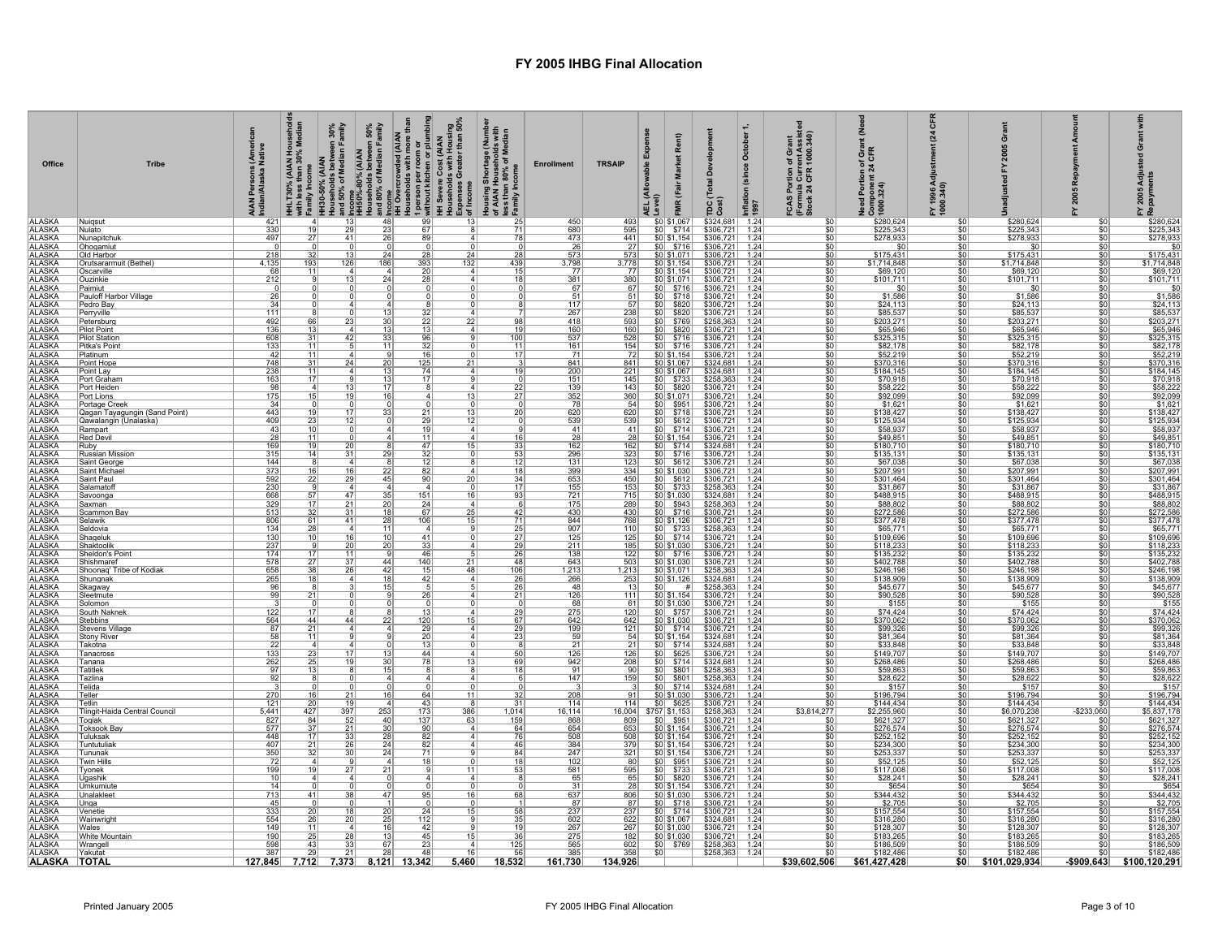# FY 2005 IHBG Final Allocation

| Office | Tribe | AIAN Persons (American Indian/Alaska Native | HHLT30% (AIAN Households with less than 30% Median Family Income | HH30-50% (AIAN Households between 30% and 50% of Median Family Income | HH50%-80% (AIAN Households between 50% and 80% of Median Family Income | HH Overcrowded (AIAN Households with more than 1 person per room or without kitchen or plumbing | HH Severe Cost (AIAN Households with Housing Expenses Greater than 50% of Income | Housing Shortage (Number of AIAN Households with less than 80% of Median Family Income | Enrollment | TRSAIP | AEL (Allowable Expense Level) | FMR (Fair Market Rent) | TDC (Total Development Cost) | Inflation (since October 1, 1997 | FCAS Portion of Grant (Formula Current Assisted Stock 24 CFR 1000.340) | Need Portion of Grant (Need Component 24 CFR 1000.324) | FY 1996 Adjustment (24 CFR 1000.340) | Unadjusted FY 2005 Grant | FY 2005 Repayment Amount | FY 2005 Adjusted Grant with Repayments |
|---|---|---|---|---|---|---|---|---|---|---|---|---|---|---|---|---|---|---|---|---|
| ALASKA | Nuiqsut | 421 | 4 | 13 | 48 | 99 | 13 | 25 | 450 | 493 | $0 | $1,067 | $324,681 | 1.24 | $0 | $280,624 | $0 | $280,624 | $0 | $280,624 |
| ALASKA | Nulato | 330 | 19 | 29 | 23 | 67 | 8 | 71 | 680 | 595 | $0 | $714 | $306,721 | 1.24 | $0 | $225,343 | $0 | $225,343 | $0 | $225,343 |
| ALASKA | Nunapitchuk | 497 | 27 | 41 | 26 | 89 | 4 | 78 | 473 | 441 | $0 | $1,154 | $306,721 | 1.24 | $0 | $278,933 | $0 | $278,933 | $0 | $278,933 |
| ALASKA | Ohogamiut | 0 | 0 | 0 | 0 | 0 | 0 | 0 | 26 | 27 | $0 | $716 | $306,721 | 1.24 | $0 | $0 | $0 | $0 | $0 | $0 |
| ALASKA | Old Harbor | 218 | 32 | 13 | 24 | 28 | 24 | 28 | 573 | 573 | $0 | $1,071 | $306,721 | 1.24 | $0 | $175,431 | $0 | $175,431 | $0 | $175,431 |
| ALASKA | Orutsararmuit (Bethel) | 4,135 | 193 | 126 | 186 | 393 | 132 | 439 | 3,798 | 3,778 | $0 | $1,154 | $306,721 | 1.24 | $0 | $1,714,848 | $0 | $1,714,848 | $0 | $1,714,848 |
| ALASKA | Oscarville | 68 | 11 | 4 | 4 | 20 | 4 | 15 | 77 | 77 | $0 | $1,154 | $306,721 | 1.24 | $0 | $69,120 | $0 | $69,120 | $0 | $69,120 |
| ALASKA | Ouzinkie | 212 | 9 | 13 | 24 | 28 | 4 | 18 | 381 | 380 | $0 | $1,071 | $306,721 | 1.24 | $0 | $101,711 | $0 | $101,711 | $0 | $101,711 |
| ALASKA | Paimiut | 0 | 0 | 0 | 0 | 0 | 0 | 0 | 67 | 67 | $0 | $716 | $306,721 | 1.24 | $0 | $0 | $0 | $0 | $0 | $0 |
| ALASKA | Pauloff Harbor Village | 26 | 0 | 0 | 0 | 0 | 0 | 0 | 51 | 51 | $0 | $718 | $306,721 | 1.24 | $0 | $1,586 | $0 | $1,586 | $0 | $1,586 |
| ALASKA | Pedro Bay | 34 | 0 | 4 | 4 | 8 | 0 | 8 | 117 | 57 | $0 | $820 | $306,721 | 1.24 | $0 | $24,113 | $0 | $24,113 | $0 | $24,113 |
| ALASKA | Perryville | 111 | 8 | 0 | 13 | 32 | 4 | 7 | 267 | 238 | $0 | $820 | $306,721 | 1.24 | $0 | $85,537 | $0 | $85,537 | $0 | $85,537 |
| ALASKA | Petersburg | 492 | 66 | 23 | 30 | 22 | 22 | 98 | 418 | 593 | $0 | $769 | $258,363 | 1.24 | $0 | $203,271 | $0 | $203,271 | $0 | $203,271 |
| ALASKA | Pilot Point | 136 | 13 | 4 | 13 | 13 | 4 | 19 | 160 | 160 | $0 | $820 | $306,721 | 1.24 | $0 | $65,946 | $0 | $65,946 | $0 | $65,946 |
| ALASKA | Pilot Station | 608 | 31 | 42 | 33 | 96 | 9 | 100 | 537 | 528 | $0 | $716 | $306,721 | 1.24 | $0 | $325,315 | $0 | $325,315 | $0 | $325,315 |
| ALASKA | Pitka's Point | 133 | 11 | 5 | 11 | 32 | 0 | 11 | 161 | 154 | $0 | $716 | $306,721 | 1.24 | $0 | $82,178 | $0 | $82,178 | $0 | $82,178 |
| ALASKA | Platinum | 42 | 11 | 4 | 9 | 16 | 0 | 17 | 71 | 72 | $0 | $1,154 | $306,721 | 1.24 | $0 | $52,219 | $0 | $52,219 | $0 | $52,219 |
| ALASKA | Point Hope | 748 | 31 | 24 | 20 | 125 | 21 | 3 | 841 | 841 | $0 | $1,067 | $324,681 | 1.24 | $0 | $370,316 | $0 | $370,316 | $0 | $370,316 |
| ALASKA | Point Lay | 238 | 11 | 4 | 13 | 74 | 4 | 19 | 200 | 221 | $0 | $1,067 | $324,681 | 1.24 | $0 | $184,145 | $0 | $184,145 | $0 | $184,145 |
| ALASKA | Port Graham | 163 | 17 | 9 | 13 | 17 | 9 | 0 | 151 | 145 | $0 | $733 | $258,363 | 1.24 | $0 | $70,918 | $0 | $70,918 | $0 | $70,918 |
| ALASKA | Port Heiden | 98 | 4 | 13 | 17 | 8 | 4 | 22 | 139 | 143 | $0 | $820 | $306,721 | 1.24 | $0 | $58,222 | $0 | $58,222 | $0 | $58,222 |
| ALASKA | Port Lions | 175 | 15 | 19 | 16 | 4 | 13 | 27 | 352 | 360 | $0 | $1,071 | $306,721 | 1.24 | $0 | $92,099 | $0 | $92,099 | $0 | $92,099 |
| ALASKA | Portage Creek | 34 | 0 | 0 | 0 | 0 | 0 | 0 | 78 | 54 | $0 | $951 | $306,721 | 1.24 | $0 | $1,621 | $0 | $1,621 | $0 | $1,621 |
| ALASKA | Qagan Tayagungin (Sand Point) | 443 | 19 | 17 | 33 | 21 | 13 | 20 | 620 | 620 | $0 | $718 | $306,721 | 1.24 | $0 | $138,427 | $0 | $138,427 | $0 | $138,427 |
| ALASKA | Qawalangin (Unalaska) | 409 | 23 | 12 | 0 | 29 | 12 | 0 | 539 | 539 | $0 | $612 | $306,721 | 1.24 | $0 | $125,934 | $0 | $125,934 | $0 | $125,934 |
| ALASKA | Rampart | 43 | 10 | 0 | 4 | 19 | 4 | 9 | 41 | 41 | $0 | $714 | $306,721 | 1.24 | $0 | $58,937 | $0 | $58,937 | $0 | $58,937 |
| ALASKA | Red Devil | 28 | 11 | 0 | 4 | 11 | 4 | 16 | 28 | 28 | $0 | $1,154 | $306,721 | 1.24 | $0 | $49,851 | $0 | $49,851 | $0 | $49,851 |
| ALASKA | Ruby | 169 | 19 | 20 | 8 | 47 | 15 | 33 | 162 | 162 | $0 | $714 | $324,681 | 1.24 | $0 | $180,710 | $0 | $180,710 | $0 | $180,710 |
| ALASKA | Russian Mission | 315 | 14 | 31 | 29 | 32 | 0 | 53 | 296 | 323 | $0 | $716 | $306,721 | 1.24 | $0 | $135,131 | $0 | $135,131 | $0 | $135,131 |
| ALASKA | Saint George | 144 | 8 | 4 | 8 | 12 | 8 | 12 | 131 | 123 | $0 | $612 | $306,721 | 1.24 | $0 | $67,038 | $0 | $67,038 | $0 | $67,038 |
| ALASKA | Saint Michael | 373 | 16 | 16 | 22 | 82 | 4 | 18 | 399 | 334 | $0 | $1,030 | $306,721 | 1.24 | $0 | $207,991 | $0 | $207,991 | $0 | $207,991 |
| ALASKA | Saint Paul | 592 | 22 | 29 | 45 | 90 | 20 | 34 | 653 | 450 | $0 | $612 | $306,721 | 1.24 | $0 | $301,464 | $0 | $301,464 | $0 | $301,464 |
| ALASKA | Salamatoff | 230 | 9 | 4 | 4 | 4 | 0 | 17 | 155 | 153 | $0 | $733 | $258,363 | 1.24 | $0 | $31,867 | $0 | $31,867 | $0 | $31,867 |
| ALASKA | Savoonga | 668 | 57 | 47 | 35 | 151 | 16 | 93 | 721 | 715 | $0 | $1,030 | $324,681 | 1.24 | $0 | $488,915 | $0 | $488,915 | $0 | $488,915 |
| ALASKA | Saxman | 329 | 17 | 21 | 20 | 24 | 4 | 6 | 175 | 289 | $0 | $943 | $258,363 | 1.24 | $0 | $88,802 | $0 | $88,802 | $0 | $88,802 |
| ALASKA | Scammon Bay | 513 | 32 | 31 | 18 | 67 | 25 | 42 | 430 | 430 | $0 | $716 | $306,721 | 1.24 | $0 | $272,586 | $0 | $272,586 | $0 | $272,586 |
| ALASKA | Selawik | 806 | 61 | 41 | 28 | 106 | 15 | 71 | 844 | 768 | $0 | $1,126 | $306,721 | 1.24 | $0 | $377,478 | $0 | $377,478 | $0 | $377,478 |
| ALASKA | Seldovia | 134 | 28 | 4 | 11 | 4 | 9 | 25 | 907 | 110 | $0 | $733 | $258,363 | 1.24 | $0 | $65,771 | $0 | $65,771 | $0 | $65,771 |
| ALASKA | Shageluk | 130 | 10 | 16 | 10 | 41 | 0 | 27 | 125 | 125 | $0 | $714 | $306,721 | 1.24 | $0 | $109,696 | $0 | $109,696 | $0 | $109,696 |
| ALASKA | Shaktoolik | 237 | 9 | 20 | 20 | 33 | 4 | 29 | 211 | 185 | $0 | $1,030 | $306,721 | 1.24 | $0 | $118,233 | $0 | $118,233 | $0 | $118,233 |
| ALASKA | Sheldon's Point | 174 | 17 | 11 | 9 | 46 | 5 | 26 | 138 | 122 | $0 | $716 | $306,721 | 1.24 | $0 | $135,232 | $0 | $135,232 | $0 | $135,232 |
| ALASKA | Shishmaref | 578 | 27 | 37 | 44 | 140 | 21 | 48 | 643 | 503 | $0 | $1,030 | $306,721 | 1.24 | $0 | $402,788 | $0 | $402,788 | $0 | $402,788 |
| ALASKA | Shoonaq' Tribe of Kodiak | 658 | 38 | 26 | 42 | 15 | 48 | 106 | 1,213 | 1,213 | $0 | $1,071 | $258,363 | 1.24 | $0 | $246,198 | $0 | $246,198 | $0 | $246,198 |
| ALASKA | Shungnak | 265 | 18 | 4 | 18 | 42 | 4 | 26 | 266 | 253 | $0 | $1,126 | $324,681 | 1.24 | $0 | $138,909 | $0 | $138,909 | $0 | $138,909 |
| ALASKA | Skagway | 96 | 8 | 3 | 15 | 5 | 5 | 26 | 48 | 13 | $0 | # | $258,363 | 1.24 | $0 | $45,677 | $0 | $45,677 | $0 | $45,677 |
| ALASKA | Sleetmute | 99 | 21 | 0 | 9 | 26 | 4 | 21 | 126 | 111 | $0 | $1,154 | $306,721 | 1.24 | $0 | $90,528 | $0 | $90,528 | $0 | $90,528 |
| ALASKA | Solomon | 3 | 0 | 0 | 0 | 0 | 0 | 0 | 68 | 61 | $0 | $1,030 | $306,721 | 1.24 | $0 | $155 | $0 | $155 | $0 | $155 |
| ALASKA | South Naknek | 122 | 17 | 8 | 8 | 13 | 4 | 29 | 275 | 120 | $0 | $757 | $306,721 | 1.24 | $0 | $74,424 | $0 | $74,424 | $0 | $74,424 |
| ALASKA | Stebbins | 564 | 44 | 44 | 22 | 120 | 15 | 67 | 642 | 642 | $0 | $1,030 | $306,721 | 1.24 | $0 | $370,062 | $0 | $370,062 | $0 | $370,062 |
| ALASKA | Stevens Village | 87 | 21 | 4 | 4 | 29 | 4 | 29 | 199 | 121 | $0 | $714 | $306,721 | 1.24 | $0 | $99,326 | $0 | $99,326 | $0 | $99,326 |
| ALASKA | Stony River | 58 | 11 | 9 | 9 | 20 | 4 | 23 | 59 | 54 | $0 | $1,154 | $324,681 | 1.24 | $0 | $81,364 | $0 | $81,364 | $0 | $81,364 |
| ALASKA | Takotna | 22 | 4 | 4 | 0 | 13 | 0 | 8 | 21 | 21 | $0 | $714 | $324,681 | 1.24 | $0 | $33,848 | $0 | $33,848 | $0 | $33,848 |
| ALASKA | Tanacross | 133 | 23 | 17 | 13 | 44 | 4 | 50 | 126 | 126 | $0 | $625 | $306,721 | 1.24 | $0 | $149,707 | $0 | $149,707 | $0 | $149,707 |
| ALASKA | Tanana | 262 | 25 | 19 | 30 | 78 | 13 | 69 | 942 | 208 | $0 | $714 | $324,681 | 1.24 | $0 | $268,486 | $0 | $268,486 | $0 | $268,486 |
| ALASKA | Tatitlek | 97 | 13 | 8 | 15 | 8 | 8 | 18 | 91 | 90 | $0 | $801 | $258,363 | 1.24 | $0 | $59,863 | $0 | $59,863 | $0 | $59,863 |
| ALASKA | Tazlina | 92 | 8 | 0 | 4 | 4 | 4 | 6 | 147 | 159 | $0 | $801 | $258,363 | 1.24 | $0 | $28,622 | $0 | $28,622 | $0 | $28,622 |
| ALASKA | Telida | 3 | 0 | 0 | 0 | 0 | 0 | 0 | 3 | 3 | $0 | $714 | $324,681 | 1.24 | $0 | $157 | $0 | $157 | $0 | $157 |
| ALASKA | Teller | 270 | 16 | 21 | 16 | 64 | 11 | 32 | 208 | 91 | $0 | $1,030 | $306,721 | 1.24 | $0 | $196,794 | $0 | $196,794 | $0 | $196,794 |
| ALASKA | Tetlin | 121 | 20 | 19 | 4 | 43 | 8 | 31 | 114 | 114 | $0 | $625 | $306,721 | 1.24 | $0 | $144,434 | $0 | $144,434 | $0 | $144,434 |
| ALASKA | Tlingit-Haida Central Council | 5,441 | 427 | 397 | 253 | 173 | 386 | 1,014 | 16,114 | 16,004 | $757 | $1,153 | $258,363 | 1.24 | $3,814,277 | $2,255,960 | $0 | $6,070,238 | -$233,060 | $5,837,178 |
| ALASKA | Togiak | 827 | 84 | 52 | 40 | 137 | 63 | 159 | 868 | 809 | $0 | $951 | $306,721 | 1.24 | $0 | $621,327 | $0 | $621,327 | $0 | $621,327 |
| ALASKA | Toksook Bay | 577 | 37 | 21 | 30 | 90 | 4 | 64 | 654 | 653 | $0 | $1,154 | $306,721 | 1.24 | $0 | $276,574 | $0 | $276,574 | $0 | $276,574 |
| ALASKA | Tuluksak | 448 | 17 | 33 | 28 | 82 | 4 | 76 | 508 | 508 | $0 | $1,154 | $306,721 | 1.24 | $0 | $252,152 | $0 | $252,152 | $0 | $252,152 |
| ALASKA | Tuntutuliak | 407 | 21 | 26 | 24 | 82 | 4 | 46 | 384 | 379 | $0 | $1,154 | $306,721 | 1.24 | $0 | $234,300 | $0 | $234,300 | $0 | $234,300 |
| ALASKA | Tununak | 350 | 32 | 30 | 24 | 71 | 9 | 84 | 247 | 321 | $0 | $1,154 | $306,721 | 1.24 | $0 | $253,337 | $0 | $253,337 | $0 | $253,337 |
| ALASKA | Twin Hills | 72 | 4 | 9 | 4 | 18 | 0 | 18 | 102 | 80 | $0 | $951 | $306,721 | 1.24 | $0 | $52,125 | $0 | $52,125 | $0 | $52,125 |
| ALASKA | Tyonek | 199 | 19 | 27 | 21 | 9 | 11 | 53 | 581 | 595 | $0 | $733 | $258,363 | 1.24 | $0 | $117,008 | $0 | $117,008 | $0 | $117,008 |
| ALASKA | Ugashik | 10 | 4 | 4 | 0 | 4 | 4 | 8 | 65 | 65 | $0 | $820 | $306,721 | 1.24 | $0 | $28,241 | $0 | $28,241 | $0 | $28,241 |
| ALASKA | Umkumiute | 14 | 0 | 0 | 0 | 0 | 0 | 0 | 31 | 28 | $0 | $1,154 | $306,721 | 1.24 | $0 | $654 | $0 | $654 | $0 | $654 |
| ALASKA | Unalakleet | 713 | 41 | 38 | 47 | 95 | 16 | 68 | 637 | 806 | $0 | $1,030 | $306,721 | 1.24 | $0 | $344,432 | $0 | $344,432 | $0 | $344,432 |
| ALASKA | Unga | 45 | 0 | 0 | 1 | 0 | 0 | 1 | 87 | 87 | $0 | $718 | $306,721 | 1.24 | $0 | $2,705 | $0 | $2,705 | $0 | $2,705 |
| ALASKA | Venetie | 333 | 20 | 18 | 20 | 24 | 15 | 58 | 237 | 237 | $0 | $714 | $306,721 | 1.24 | $0 | $157,554 | $0 | $157,554 | $0 | $157,554 |
| ALASKA | Wainwright | 554 | 26 | 20 | 25 | 112 | 9 | 35 | 602 | 622 | $0 | $1,067 | $324,681 | 1.24 | $0 | $316,280 | $0 | $316,280 | $0 | $316,280 |
| ALASKA | Wales | 149 | 11 | 4 | 16 | 42 | 9 | 19 | 267 | 267 | $0 | $1,030 | $306,721 | 1.24 | $0 | $128,307 | $0 | $128,307 | $0 | $128,307 |
| ALASKA | White Mountain | 190 | 25 | 28 | 13 | 45 | 15 | 36 | 275 | 182 | $0 | $1,030 | $306,721 | 1.24 | $0 | $183,265 | $0 | $183,265 | $0 | $183,265 |
| ALASKA | Wrangell | 598 | 43 | 33 | 67 | 23 | 4 | 125 | 565 | 602 | $0 | $769 | $258,363 | 1.24 | $0 | $186,509 | $0 | $186,509 | $0 | $186,509 |
| ALASKA | Yakutat | 387 | 29 | 21 | 28 | 48 | 16 | 56 | 385 | 358 | $0 | | $258,363 | 1.24 | $0 | $182,486 | $0 | $182,486 | $0 | $182,486 |
| **ALASKA** | **TOTAL** | **127,845** | **7,712** | **7,373** | **8,121** | **13,342** | **5,460** | **18,532** | **161,730** | **134,926** | | | | | **$39,602,506** | **$61,427,428** | **$0** | **$101,029,934** | **-$909,643** | **$100,120,291** |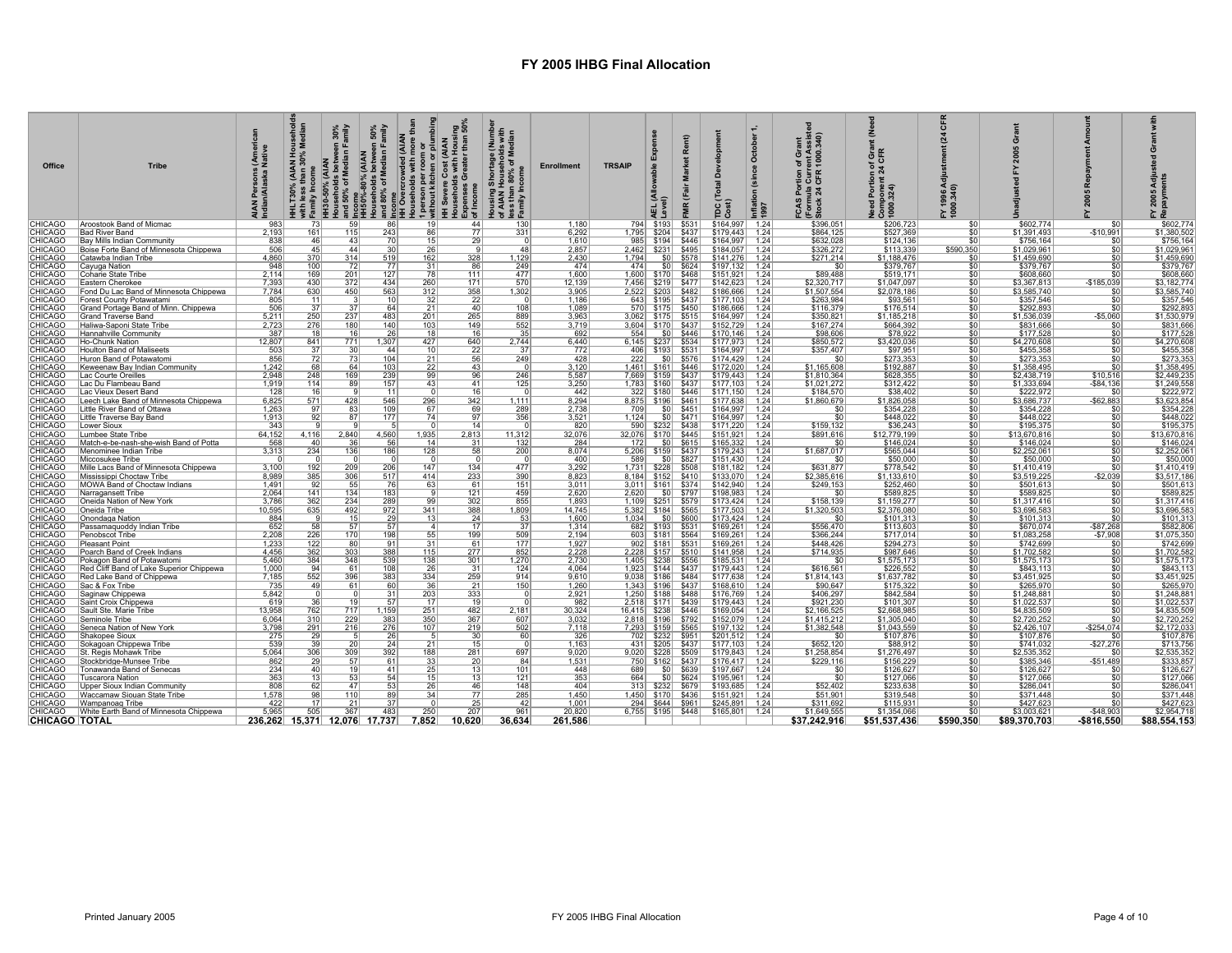# FY 2005 IHBG Final Allocation

| Office | Tribe | AIAN Persons (American Indian/Alaska Native | HHLT30% (AIAN Households with less than 30% Median Family Income | HH30-50% (AIAN Households between 30% and 50% of Median Family Income | HH50%-80% (AIAN Households between 50% and 80% of Median Family Income | HH Overcrowded (AIAN Households with more than 1 person per room or without kitchen or plumbing | HH Severe Cost (AIAN Households with Housing Expenses Greater than 50% of Income | Housing Shortage (Number of AIAN Households with less than 80% of Median Family Income | Enrollment | TRSAIP | AEL (Allowable Expense Level) | FMR (Fair Market Rent) | TDC (Total Development Cost) | Inflation (since October 1, 1997 | FCAS Portion of Grant (Formula Current Assisted Stock 24 CFR 1000.340) | Need Portion of Grant (Need Component 24 CFR 1000.324) | FY 1996 Adjustment (24 CFR 1000.340) | Unadjusted FY 2005 Grant | FY 2005 Repayment Amount | FY 2005 Adjusted Grant with Repayments |
|---|---|---|---|---|---|---|---|---|---|---|---|---|---|---|---|---|---|---|---|---|
| CHICAGO | Aroostook Band of Micmac | 983 | 73 | 59 | 86 | 19 | 44 | 130 | 1,180 | 794 | $193 | $531 | $164,997 | 1.24 | $396,051 | $206,723 | $0 | $602,774 | $0 | $602,774 |
| CHICAGO | Bad River Band | 2,193 | 161 | 115 | 243 | 86 | 77 | 331 | 6,292 | 1,795 | $204 | $437 | $179,443 | 1.24 | $864,125 | $527,369 | $0 | $1,391,493 | -$10,991 | $1,380,502 |
| CHICAGO | Bay Mills Indian Community | 838 | 46 | 43 | 70 | 15 | 29 | 0 | 1,610 | 985 | $194 | $446 | $164,997 | 1.24 | $632,028 | $124,136 | $0 | $756,164 | $0 | $756,164 |
| CHICAGO | Boise Forte Band of Minnesota Chippewa | 506 | 45 | 44 | 30 | 26 | 9 | 48 | 2,857 | 2,462 | $231 | $495 | $184,057 | 1.24 | $326,272 | $113,339 | $590,350 | $1,029,961 | $0 | $1,029,961 |
| CHICAGO | Catawba Indian Tribe | 4,860 | 370 | 314 | 519 | 162 | 328 | 1,129 | 2,430 | 1,794 | $0 | $578 | $141,276 | 1.24 | $271,214 | $1,188,476 | $0 | $1,459,690 | $0 | $1,459,690 |
| CHICAGO | Cayuga Nation | 948 | 100 | 72 | 77 | 31 | 86 | 249 | 474 | 474 | $0 | $624 | $197,132 | 1.24 | $0 | $379,767 | $0 | $379,767 | $0 | $379,767 |
| CHICAGO | Coharie State Tribe | 2,114 | 169 | 201 | 127 | 78 | 111 | 477 | 1,600 | 1,600 | $170 | $468 | $151,921 | 1.24 | $89,488 | $519,171 | $0 | $608,660 | $0 | $608,660 |
| CHICAGO | Eastern Cherokee | 7,393 | 430 | 372 | 434 | 260 | 171 | 570 | 12,139 | 7,456 | $219 | $477 | $142,623 | 1.24 | $2,320,717 | $1,047,097 | $0 | $3,367,813 | -$185,039 | $3,182,774 |
| CHICAGO | Fond Du Lac Band of Minnesota Chippewa | 7,784 | 630 | 450 | 563 | 312 | 358 | 1,302 | 3,905 | 2,522 | $203 | $482 | $186,666 | 1.24 | $1,507,554 | $2,078,186 | $0 | $3,585,740 | $0 | $3,585,740 |
| CHICAGO | Forest County Potawatami | 805 | 11 | 3 | 10 | 32 | 22 | 0 | 1,186 | 643 | $195 | $437 | $177,103 | 1.24 | $263,984 | $93,561 | $0 | $357,546 | $0 | $357,546 |
| CHICAGO | Grand Portage Band of Minn. Chippewa | 506 | 37 | 37 | 64 | 21 | 40 | 108 | 1,089 | 570 | $175 | $450 | $186,666 | 1.24 | $116,379 | $176,514 | $0 | $292,893 | $0 | $292,893 |
| CHICAGO | Grand Traverse Band | 5,211 | 250 | 237 | 483 | 201 | 265 | 889 | 3,963 | 3,062 | $175 | $515 | $164,997 | 1.24 | $350,821 | $1,185,218 | $0 | $1,536,039 | -$5,060 | $1,530,979 |
| CHICAGO | Haliwa-Saponi State Tribe | 2,723 | 276 | 180 | 140 | 103 | 149 | 552 | 3,719 | 3,604 | $170 | $437 | $152,729 | 1.24 | $167,274 | $664,392 | $0 | $831,666 | $0 | $831,666 |
| CHICAGO | Hannahville Community | 387 | 18 | 16 | 26 | 18 | 16 | 35 | 692 | 554 | $0 | $446 | $170,146 | 1.24 | $98,606 | $78,922 | $0 | $177,528 | $0 | $177,528 |
| CHICAGO | Ho-Chunk Nation | 12,807 | 841 | 771 | 1,307 | 427 | 640 | 2,744 | 6,440 | 6,145 | $237 | $534 | $177,973 | 1.24 | $850,572 | $3,420,036 | $0 | $4,270,608 | $0 | $4,270,608 |
| CHICAGO | Houlton Band of Maliseets | 503 | 37 | 30 | 44 | 10 | 22 | 37 | 772 | 406 | $193 | $531 | $164,997 | 1.24 | $357,407 | $97,951 | $0 | $455,358 | $0 | $455,358 |
| CHICAGO | Huron Band of Potawatomi | 856 | 72 | 73 | 104 | 21 | 56 | 249 | 428 | 222 | $0 | $576 | $174,429 | 1.24 | $0 | $273,353 | $0 | $273,353 | $0 | $273,353 |
| CHICAGO | Keweenaw Bay Indian Community | 1,242 | 68 | 64 | 103 | 22 | 43 | 0 | 3,120 | 1,461 | $161 | $446 | $172,020 | 1.24 | $1,165,608 | $192,887 | $0 | $1,358,495 | $0 | $1,358,495 |
| CHICAGO | Lac Courte Oreilles | 2,948 | 248 | 169 | 239 | 99 | 96 | 246 | 5,587 | 7,669 | $159 | $437 | $179,443 | 1.24 | $1,810,364 | $628,355 | $0 | $2,438,719 | $10,516 | $2,449,235 |
| CHICAGO | Lac Du Flambeau Band | 1,919 | 114 | 89 | 157 | 43 | 41 | 125 | 3,250 | 1,783 | $160 | $437 | $177,103 | 1.24 | $1,021,272 | $312,422 | $0 | $1,333,694 | -$84,136 | $1,249,558 |
| CHICAGO | Lac Vieux Desert Band | 128 | 16 | 9 | 11 | 0 | 16 | 0 | 442 | 322 | $180 | $446 | $171,150 | 1.24 | $184,570 | $38,402 | $0 | $222,972 | $0 | $222,972 |
| CHICAGO | Leech Lake Band of Minnesota Chippewa | 6,825 | 571 | 428 | 546 | 296 | 342 | 1,111 | 8,294 | 8,875 | $196 | $461 | $177,638 | 1.24 | $1,860,679 | $1,826,058 | $0 | $3,686,737 | -$62,883 | $3,623,854 |
| CHICAGO | Little River Band of Ottawa | 1,263 | 97 | 83 | 109 | 67 | 69 | 289 | 2,738 | 709 | $0 | $451 | $164,997 | 1.24 | $0 | $354,228 | $0 | $354,228 | $0 | $354,228 |
| CHICAGO | Little Traverse Bay Band | 1,913 | 92 | 87 | 177 | 74 | 97 | 356 | 3,521 | 1,124 | $0 | $471 | $164,997 | 1.24 | $0 | $448,022 | $0 | $448,022 | $0 | $448,022 |
| CHICAGO | Lower Sioux | 343 | 9 | 9 | 5 | 0 | 14 | 0 | 820 | 590 | $232 | $438 | $171,220 | 1.24 | $159,132 | $36,243 | $0 | $195,375 | $0 | $195,375 |
| CHICAGO | Lumbee State Tribe | 64,152 | 4,116 | 2,840 | 4,560 | 1,935 | 2,813 | 11,312 | 32,076 | 32,076 | $170 | $445 | $151,921 | 1.24 | $891,616 | $12,779,199 | $0 | $13,670,816 | $0 | $13,670,816 |
| CHICAGO | Match-e-be-nash-she-wish Band of Potta | 568 | 40 | 36 | 56 | 14 | 31 | 132 | 284 | 172 | $0 | $615 | $165,332 | 1.24 | $0 | $146,024 | $0 | $146,024 | $0 | $146,024 |
| CHICAGO | Menominee Indian Tribe | 3,313 | 234 | 136 | 186 | 128 | 58 | 200 | 8,074 | 5,206 | $159 | $437 | $179,243 | 1.24 | $1,687,017 | $565,044 | $0 | $2,252,061 | $0 | $2,252,061 |
| CHICAGO | Miccosukee Tribe | 0 | 0 | 0 | 0 | 0 | 0 | 0 | 400 | 589 | $0 | $827 | $151,430 | 1.24 | $0 | $50,000 | $0 | $50,000 | $0 | $50,000 |
| CHICAGO | Mille Lacs Band of Minnesota Chippewa | 3,100 | 192 | 209 | 206 | 147 | 134 | 477 | 3,292 | 1,731 | $228 | $508 | $181,182 | 1.24 | $631,877 | $778,542 | $0 | $1,410,419 | $0 | $1,410,419 |
| CHICAGO | Mississippi Choctaw Tribe | 8,989 | 385 | 306 | 517 | 414 | 233 | 390 | 8,823 | 8,184 | $152 | $410 | $133,070 | 1.24 | $2,385,616 | $1,133,610 | $0 | $3,519,225 | -$2,039 | $3,517,186 |
| CHICAGO | MOWA Band of Choctaw Indians | 1,491 | 92 | 55 | 76 | 63 | 61 | 151 | 3,011 | 3,011 | $161 | $374 | $142,940 | 1.24 | $249,153 | $252,460 | $0 | $501,613 | $0 | $501,613 |
| CHICAGO | Narragansett Tribe | 2,064 | 141 | 134 | 183 | 9 | 121 | 459 | 2,620 | 2,620 | $0 | $797 | $198,983 | 1.24 | $0 | $589,825 | $0 | $589,825 | $0 | $589,825 |
| CHICAGO | Oneida Nation of New York | 3,786 | 362 | 234 | 289 | 99 | 302 | 855 | 1,893 | 1,109 | $251 | $579 | $173,424 | 1.24 | $158,139 | $1,159,277 | $0 | $1,317,416 | $0 | $1,317,416 |
| CHICAGO | Oneida Tribe | 10,595 | 635 | 492 | 972 | 341 | 388 | 1,809 | 14,745 | 5,382 | $184 | $565 | $177,503 | 1.24 | $1,320,503 | $2,376,080 | $0 | $3,696,583 | $0 | $3,696,583 |
| CHICAGO | Onondaga Nation | 884 | 9 | 15 | 29 | 13 | 24 | 53 | 1,600 | 1,034 | $0 | $600 | $173,424 | 1.24 | $0 | $101,313 | $0 | $101,313 | $0 | $101,313 |
| CHICAGO | Passamaquoddy Indian Tribe | 652 | 58 | 57 | 57 | 4 | 17 | 37 | 1,314 | 682 | $193 | $531 | $169,261 | 1.24 | $556,470 | $113,603 | $0 | $670,074 | -$87,268 | $582,806 |
| CHICAGO | Penobscot Tribe | 2,208 | 226 | 170 | 198 | 55 | 199 | 509 | 2,194 | 603 | $181 | $564 | $169,261 | 1.24 | $366,244 | $717,014 | $0 | $1,083,258 | -$7,908 | $1,075,350 |
| CHICAGO | Pleasant Point | 1,233 | 122 | 80 | 91 | 31 | 61 | 177 | 1,927 | 902 | $181 | $531 | $169,261 | 1.24 | $448,426 | $294,273 | $0 | $742,699 | $0 | $742,699 |
| CHICAGO | Poarch Band of Creek Indians | 4,456 | 362 | 303 | 388 | 115 | 277 | 852 | 2,228 | 2,228 | $157 | $510 | $141,958 | 1.24 | $714,935 | $987,646 | $0 | $1,702,582 | $0 | $1,702,582 |
| CHICAGO | Pokagon Band of Potawatomi | 5,460 | 384 | 348 | 539 | 138 | 301 | 1,270 | 2,730 | 1,405 | $238 | $556 | $185,531 | 1.24 | $0 | $1,575,173 | $0 | $1,575,173 | $0 | $1,575,173 |
| CHICAGO | Red Cliff Band of Lake Superior Chippewa | 1,000 | 94 | 61 | 108 | 26 | 31 | 124 | 4,064 | 1,923 | $144 | $437 | $179,443 | 1.24 | $616,561 | $226,552 | $0 | $843,113 | $0 | $843,113 |
| CHICAGO | Red Lake Band of Chippewa | 7,185 | 552 | 396 | 383 | 334 | 259 | 914 | 9,610 | 9,038 | $186 | $484 | $177,638 | 1.24 | $1,814,143 | $1,637,782 | $0 | $3,451,925 | $0 | $3,451,925 |
| CHICAGO | Sac & Fox Tribe | 735 | 49 | 61 | 60 | 36 | 21 | 150 | 1,260 | 1,343 | $196 | $437 | $168,610 | 1.24 | $90,647 | $175,322 | $0 | $265,970 | $0 | $265,970 |
| CHICAGO | Saginaw Chippewa | 5,842 | 0 | 0 | 31 | 203 | 333 | 0 | 2,921 | 1,250 | $188 | $488 | $176,769 | 1.24 | $406,297 | $842,584 | $0 | $1,248,881 | $0 | $1,248,881 |
| CHICAGO | Saint Croix Chippewa | 619 | 36 | 19 | 57 | 17 | 19 | 0 | 982 | 2,518 | $171 | $439 | $179,443 | 1.24 | $921,230 | $101,307 | $0 | $1,022,537 | $0 | $1,022,537 |
| CHICAGO | Sault Ste. Marie Tribe | 13,958 | 762 | 717 | 1,159 | 251 | 482 | 2,181 | 30,324 | 16,415 | $238 | $446 | $169,054 | 1.24 | $2,166,525 | $2,668,985 | $0 | $4,835,509 | $0 | $4,835,509 |
| CHICAGO | Seminole Tribe | 6,064 | 310 | 229 | 383 | 350 | 367 | 607 | 3,032 | 2,818 | $196 | $792 | $152,079 | 1.24 | $1,415,212 | $1,305,040 | $0 | $2,720,252 | $0 | $2,720,252 |
| CHICAGO | Seneca Nation of New York | 3,798 | 291 | 216 | 276 | 107 | 219 | 502 | 7,118 | 7,293 | $159 | $565 | $197,132 | 1.24 | $1,382,548 | $1,043,559 | $0 | $2,426,107 | -$254,074 | $2,172,033 |
| CHICAGO | Shakopee Sioux | 275 | 29 | 5 | 26 | 5 | 30 | 60 | 326 | 702 | $232 | $951 | $201,512 | 1.24 | $0 | $107,876 | $0 | $107,876 | $0 | $107,876 |
| CHICAGO | Sokagoan Chippewa Tribe | 539 | 39 | 20 | 24 | 21 | 15 | 0 | 1,163 | 431 | $205 | $437 | $177,103 | 1.24 | $652,120 | $88,912 | $0 | $741,032 | -$27,276 | $713,756 |
| CHICAGO | St. Regis Mohawk Tribe | 5,064 | 306 | 309 | 392 | 188 | 281 | 697 | 9,020 | 9,020 | $228 | $509 | $179,843 | 1.24 | $1,258,854 | $1,276,497 | $0 | $2,535,352 | $0 | $2,535,352 |
| CHICAGO | Stockbridge-Munsee Tribe | 862 | 29 | 57 | 61 | 33 | 20 | 84 | 1,531 | 750 | $162 | $437 | $176,417 | 1.24 | $229,116 | $156,229 | $0 | $385,346 | -$51,489 | $333,857 |
| CHICAGO | Tonawanda Band of Senecas | 234 | 40 | 19 | 41 | 25 | 13 | 101 | 448 | 689 | $0 | $639 | $197,667 | 1.24 | $0 | $126,627 | $0 | $126,627 | $0 | $126,627 |
| CHICAGO | Tuscarora Nation | 363 | 13 | 53 | 54 | 15 | 13 | 121 | 353 | 664 | $0 | $624 | $195,961 | 1.24 | $0 | $127,066 | $0 | $127,066 | $0 | $127,066 |
| CHICAGO | Upper Sioux Indian Community | 808 | 62 | 47 | 53 | 26 | 46 | 148 | 404 | 313 | $232 | $679 | $193,685 | 1.24 | $52,402 | $233,638 | $0 | $286,041 | $0 | $286,041 |
| CHICAGO | Waccamaw Siouan State Tribe | 1,578 | 98 | 110 | 89 | 34 | 77 | 285 | 1,450 | 1,450 | $170 | $436 | $151,921 | 1.24 | $51,901 | $319,548 | $0 | $371,448 | $0 | $371,448 |
| CHICAGO | Wampanoag Tribe | 422 | 17 | 21 | 37 | 0 | 25 | 42 | 1,001 | 294 | $644 | $961 | $245,891 | 1.24 | $311,692 | $115,931 | $0 | $427,623 | $0 | $427,623 |
| CHICAGO | White Earth Band of Minnesota Chippewa | 5,965 | 505 | 367 | 483 | 250 | 207 | 961 | 20,820 | 6,755 | $195 | $448 | $165,801 | 1.24 | $1,649,555 | $1,354,066 | $0 | $3,003,621 | -$48,903 | $2,954,718 |
| **CHICAGO TOTAL** | | **236,262** | **15,371** | **12,076** | **17,737** | **7,852** | **10,620** | **36,634** | **261,586** | | | | | | **$37,242,916** | **$51,537,436** | **$590,350** | **$89,370,703** | **-$816,550** | **$88,554,153** |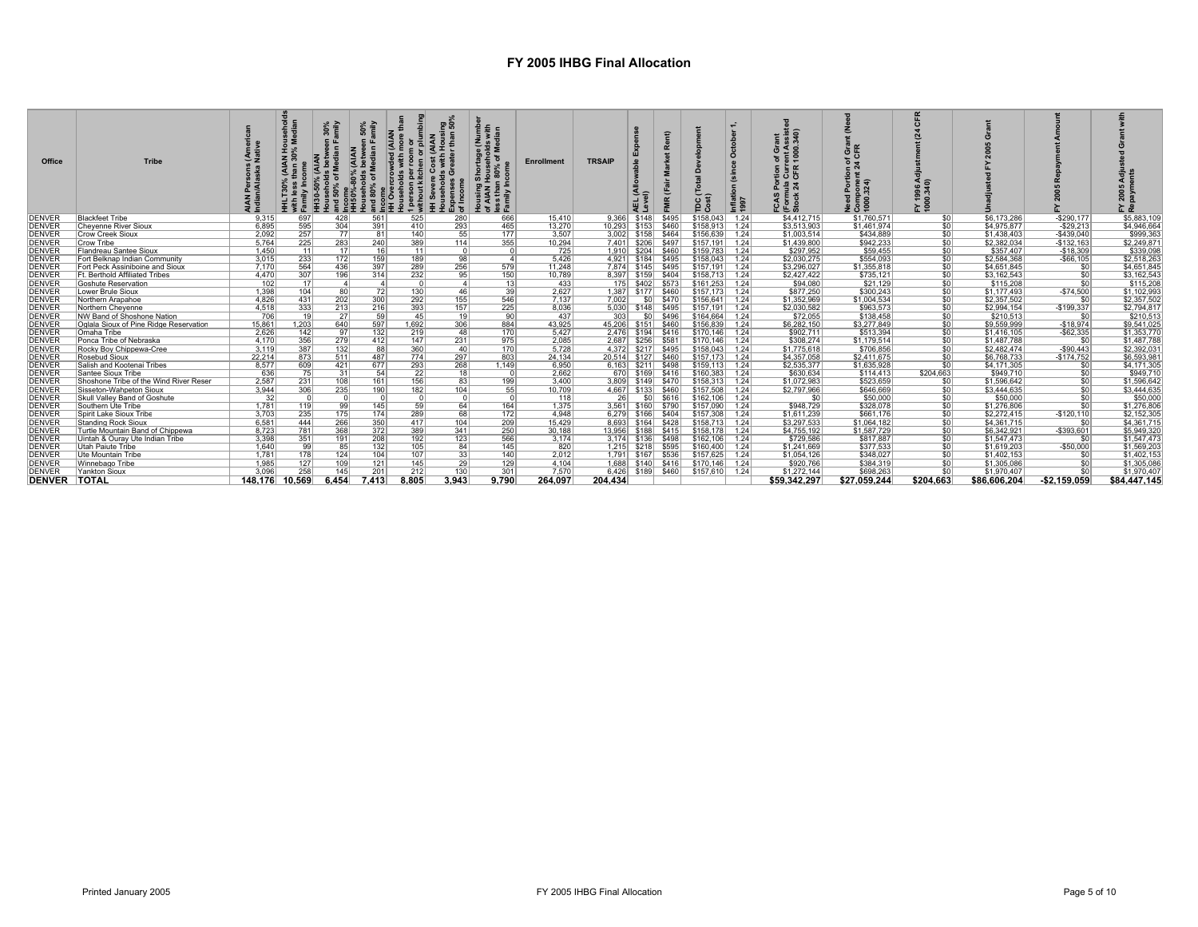# FY 2005 IHBG Final Allocation

| Office | Tribe | AIAN Persons (American Indian/Alaska Native | HHLT30% (AIAN Households with less than 30% Median Family Income | HH30-50% (AIAN Households between 30% and 50% of Median Family Income | HH50%-80% (AIAN Households between 50% and 80% of Median Family Income | HH Overcrowded (AIAN Households with more than 1 person per room or without kitchen or plumbing | HH Severe Cost (AIAN Households with Housing Expenses Greater than 50% of Income | Housing Shortage (Number of AIAN Households with less than 80% of Median Family Income | Enrollment | TRSAIP | AEL (Allowable Expense Level) | FMR (Fair Market Rent) | TDC (Total Development Cost) | Inflation (since October 1, 1997 | FCAS Portion of Grant (Formula Current Assisted Stock 24 CFR 1000.340) | Need Portion of Grant (Need Component 24 CFR 1000.324) | FY 1996 Adjustment (24 CFR 1000.340) | Unadjusted FY 2005 Grant | FY 2005 Repayment Amount | FY 2005 Adjusted Grant with Repayments |
|---|---|---|---|---|---|---|---|---|---|---|---|---|---|---|---|---|---|---|---|---|
| DENVER | Blackfeet Tribe | 9,315 | 697 | 428 | 561 | 525 | 280 | 666 | 15,410 | 9,366 | $148 | $495 | $158,043 | 1.24 | $4,412,715 | $1,760,571 | $0 | $6,173,286 | -$290,177 | $5,883,109 |
| DENVER | Cheyenne River Sioux | 6,895 | 595 | 304 | 391 | 410 | 293 | 465 | 13,270 | 10,293 | $153 | $460 | $158,913 | 1.24 | $3,513,903 | $1,461,974 | $0 | $4,975,877 | -$29,213 | $4,946,664 |
| DENVER | Crow Creek Sioux | 2,092 | 257 | 77 | 81 | 140 | 55 | 177 | 3,507 | 3,002 | $158 | $464 | $156,639 | 1.24 | $1,003,514 | $434,889 | $0 | $1,438,403 | -$439,040 | $999,363 |
| DENVER | Crow Tribe | 5,764 | 225 | 283 | 240 | 389 | 114 | 355 | 10,294 | 7,401 | $206 | $497 | $157,191 | 1.24 | $1,439,800 | $942,233 | $0 | $2,382,034 | -$132,163 | $2,249,871 |
| DENVER | Flandreau Santee Sioux | 1,450 | 11 | 17 | 16 | 11 | 0 | 0 | 725 | 1,910 | $204 | $460 | $159,783 | 1.24 | $297,952 | $59,455 | $0 | $357,407 | -$18,309 | $339,098 |
| DENVER | Fort Belknap Indian Community | 3,015 | 233 | 172 | 159 | 189 | 98 | 4 | 5,426 | 4,921 | $184 | $495 | $158,043 | 1.24 | $2,030,275 | $554,093 | $0 | $2,584,368 | -$66,105 | $2,518,263 |
| DENVER | Fort Peck Assiniboine and Sioux | 7,170 | 564 | 436 | 397 | 289 | 256 | 579 | 11,248 | 7,874 | $145 | $495 | $157,191 | 1.24 | $3,296,027 | $1,355,818 | $0 | $4,651,845 | $0 | $4,651,845 |
| DENVER | Ft. Berthold Affiliated Tribes | 4,470 | 307 | 196 | 314 | 232 | 95 | 150 | 10,789 | 8,397 | $159 | $404 | $158,713 | 1.24 | $2,427,422 | $735,121 | $0 | $3,162,543 | $0 | $3,162,543 |
| DENVER | Goshute Reservation | 102 | 17 | 4 | 4 | 0 | 4 | 13 | 433 | 175 | $402 | $573 | $161,253 | 1.24 | $94,080 | $21,129 | $0 | $115,208 | $0 | $115,208 |
| DENVER | Lower Brule Sioux | 1,398 | 104 | 80 | 72 | 130 | 46 | 39 | 2,627 | 1,387 | $177 | $460 | $157,173 | 1.24 | $877,250 | $300,243 | $0 | $1,177,493 | -$74,500 | $1,102,993 |
| DENVER | Northern Arapahoe | 4,826 | 431 | 202 | 300 | 292 | 155 | 546 | 7,137 | 7,002 | $0 | $470 | $156,641 | 1.24 | $1,352,969 | $1,004,534 | $0 | $2,357,502 | $0 | $2,357,502 |
| DENVER | Northern Cheyenne | 4,518 | 333 | 213 | 216 | 393 | 157 | 225 | 8,036 | 5,030 | $148 | $495 | $157,191 | 1.24 | $2,030,582 | $963,573 | $0 | $2,994,154 | -$199,337 | $2,794,817 |
| DENVER | NW Band of Shoshone Nation | 706 | 19 | 27 | 59 | 45 | 19 | 90 | 437 | 303 | $0 | $496 | $164,664 | 1.24 | $72,055 | $138,458 | $0 | $210,513 | $0 | $210,513 |
| DENVER | Oglala Sioux of Pine Ridge Reservation | 15,861 | 1,203 | 640 | 597 | 1,692 | 306 | 884 | 43,925 | 45,206 | $151 | $460 | $156,839 | 1.24 | $6,282,150 | $3,277,849 | $0 | $9,559,999 | -$18,974 | $9,541,025 |
| DENVER | Omaha Tribe | 2,626 | 142 | 97 | 132 | 219 | 48 | 170 | 5,427 | 2,476 | $194 | $416 | $170,146 | 1.24 | $902,711 | $513,394 | $0 | $1,416,105 | -$62,335 | $1,353,770 |
| DENVER | Ponca Tribe of Nebraska | 4,170 | 356 | 279 | 412 | 147 | 231 | 975 | 2,085 | 2,687 | $256 | $581 | $170,146 | 1.24 | $308,274 | $1,179,514 | $0 | $1,487,788 | $0 | $1,487,788 |
| DENVER | Rocky Boy Chippewa-Cree | 3,119 | 387 | 132 | 88 | 360 | 40 | 170 | 5,728 | 4,372 | $217 | $495 | $158,043 | 1.24 | $1,775,618 | $706,856 | $0 | $2,482,474 | -$90,443 | $2,392,031 |
| DENVER | Rosebud Sioux | 22,214 | 873 | 511 | 487 | 774 | 297 | 803 | 24,134 | 20,514 | $127 | $460 | $157,173 | 1.24 | $4,357,058 | $2,411,675 | $0 | $6,768,733 | -$174,752 | $6,593,981 |
| DENVER | Salish and Kootenai Tribes | 8,577 | 609 | 421 | 677 | 293 | 268 | 1,149 | 6,950 | 6,163 | $211 | $498 | $159,113 | 1.24 | $2,535,377 | $1,635,928 | $0 | $4,171,305 | $0 | $4,171,305 |
| DENVER | Santee Sioux Tribe | 636 | 75 | 31 | 54 | 22 | 18 | 0 | 2,662 | 670 | $169 | $416 | $160,383 | 1.24 | $630,634 | $114,413 | $204,663 | $949,710 | $0 | $949,710 |
| DENVER | Shoshone Tribe of the Wind River Reser | 2,587 | 231 | 108 | 161 | 156 | 83 | 199 | 3,400 | 3,809 | $149 | $470 | $158,313 | 1.24 | $1,072,983 | $523,659 | $0 | $1,596,642 | $0 | $1,596,642 |
| DENVER | Sisseton-Wahpeton Sioux | 3,944 | 306 | 235 | 190 | 182 | 104 | 55 | 10,709 | 4,667 | $133 | $460 | $157,508 | 1.24 | $2,797,966 | $646,669 | $0 | $3,444,635 | $0 | $3,444,635 |
| DENVER | Skull Valley Band of Goshute | 32 | 0 | 0 | 0 | 0 | 0 | 0 | 118 | 26 | $0 | $616 | $162,106 | 1.24 | $0 | $50,000 | $0 | $50,000 | $0 | $50,000 |
| DENVER | Southern Ute Tribe | 1,781 | 119 | 99 | 145 | 59 | 64 | 164 | 1,375 | 3,561 | $160 | $790 | $157,090 | 1.24 | $948,729 | $328,078 | $0 | $1,276,806 | $0 | $1,276,806 |
| DENVER | Spirit Lake Sioux Tribe | 3,703 | 235 | 175 | 174 | 289 | 68 | 172 | 4,948 | 6,279 | $166 | $404 | $157,308 | 1.24 | $1,611,239 | $661,176 | $0 | $2,272,415 | -$120,110 | $2,152,305 |
| DENVER | Standing Rock Sioux | 6,581 | 444 | 266 | 350 | 417 | 104 | 209 | 15,429 | 8,693 | $164 | $428 | $158,713 | 1.24 | $3,297,533 | $1,064,182 | $0 | $4,361,715 | $0 | $4,361,715 |
| DENVER | Turtle Mountain Band of Chippewa | 8,723 | 781 | 368 | 372 | 389 | 341 | 250 | 30,188 | 13,956 | $188 | $415 | $158,178 | 1.24 | $4,755,192 | $1,587,729 | $0 | $6,342,921 | -$393,601 | $5,949,320 |
| DENVER | Uintah & Ouray Ute Indian Tribe | 3,398 | 351 | 191 | 208 | 192 | 123 | 566 | 3,174 | 3,174 | $136 | $498 | $162,106 | 1.24 | $729,586 | $817,887 | $0 | $1,547,473 | $0 | $1,547,473 |
| DENVER | Utah Paiute Tribe | 1,640 | 99 | 85 | 132 | 105 | 84 | 145 | 820 | 1,215 | $218 | $595 | $160,400 | 1.24 | $1,241,669 | $377,533 | $0 | $1,619,203 | -$50,000 | $1,569,203 |
| DENVER | Ute Mountain Tribe | 1,781 | 178 | 124 | 104 | 107 | 33 | 140 | 2,012 | 1,791 | $167 | $536 | $157,625 | 1.24 | $1,054,126 | $348,027 | $0 | $1,402,153 | $0 | $1,402,153 |
| DENVER | Winnebago Tribe | 1,985 | 127 | 109 | 121 | 145 | 29 | 129 | 4,104 | 1,688 | $140 | $416 | $170,146 | 1.24 | $920,766 | $384,319 | $0 | $1,305,086 | $0 | $1,305,086 |
| DENVER | Yankton Sioux | 3,096 | 258 | 145 | 201 | 212 | 130 | 301 | 7,570 | 6,426 | $189 | $460 | $157,610 | 1.24 | $1,272,144 | $698,263 | $0 | $1,970,407 | $0 | $1,970,407 |
| **DENVER** | **TOTAL** | **148,176** | **10,569** | **6,454** | **7,413** | **8,805** | **3,943** | **9,790** | **264,097** | **204,434** | | | | | **$59,342,297** | **$27,059,244** | **$204,663** | **$86,606,204** | **-$2,159,059** | **$84,447,145** |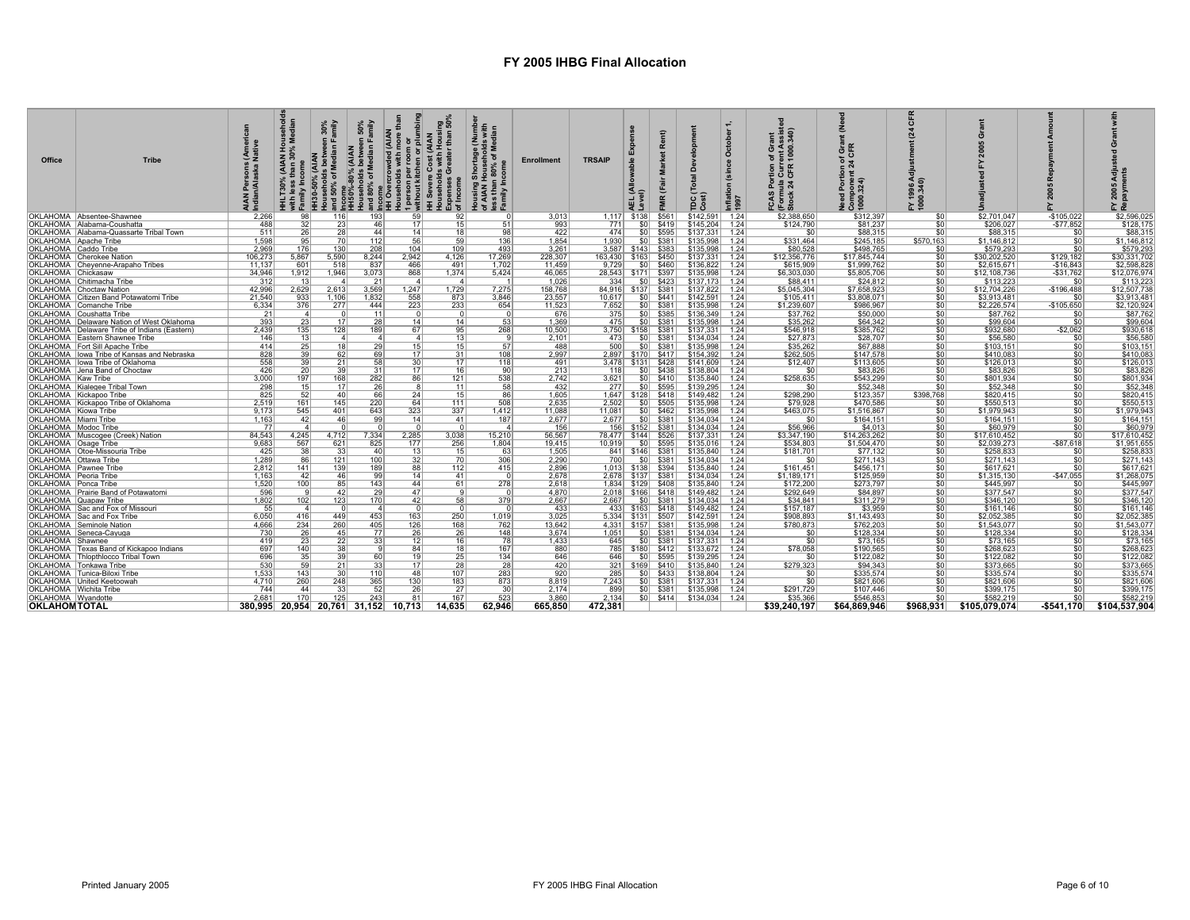# FY 2005 IHBG Final Allocation

| Office | Tribe | AIAN Persons (American Indian/Alaska Native | HHLT30% (AIAN Households with less than 30% Median Family Income | HH30-50% (AIAN Households between 30% and 50% of Median Family Income | HH50%-80% (AIAN Households between 50% and 80% of Median Family Income | HH Overcrowded (AIAN Households with more than 1 person per room or without kitchen or plumbing | HH Severe Cost (AIAN Households with Housing Expenses Greater than 50% of Income | Housing Shortage (Number of AIAN Households with less than 80% of Median Family Income | Enrollment | TRSAIP | AEL (Allowable Expense Level) | FMR (Fair Market Rent) | TDC (Total Development Cost) | Inflation (since October 1, 1997 | FCAS Portion of Grant (Formula Current Assisted Stock 24 CFR 1000.340) | Need Portion of Grant (Need Component 24 CFR 1000.324) | FY 1996 Adjustment (24 CFR 1000.340) | Unadjusted FY 2005 Grant | 2005 Repayment Amount | FY 2005 Adjusted Grant with Repayments |
|---|---|---|---|---|---|---|---|---|---|---|---|---|---|---|---|---|---|---|---|---|
| OKLAHOMA | Absentee-Shawnee | 2,266 | 98 | 116 | 193 | 59 | 92 | 0 | 3,013 | 1,117 | $138 | $561 | $142,591 | 1.24 | $2,388,650 | $312,397 | $0 | $2,701,047 | -$105,022 | $2,596,025 |
| OKLAHOMA | Alabama-Coushatta | 488 | 32 | 23 | 46 | 17 | 15 | 51 | 993 | 771 | $0 | $419 | $145,204 | 1.24 | $124,790 | $81,237 | $0 | $206,027 | -$77,852 | $128,175 |
| OKLAHOMA | Alabama-Quassarte Tribal Town | 511 | 26 | 28 | 44 | 14 | 18 | 98 | 422 | 474 | $0 | $595 | $137,331 | 1.24 | $0 | $88,315 | $0 | $88,315 | $0 | $88,315 |
| OKLAHOMA | Apache Tribe | 1,598 | 95 | 70 | 112 | 56 | 59 | 136 | 1,854 | 1,930 | $0 | $381 | $135,998 | 1.24 | $331,464 | $245,185 | $570,163 | $1,146,812 | $0 | $1,146,812 |
| OKLAHOMA | Caddo Tribe | 2,969 | 176 | 130 | 208 | 104 | 109 | 493 | 3,261 | 3,587 | $143 | $383 | $135,998 | 1.24 | $80,528 | $498,765 | $0 | $579,293 | $0 | $579,293 |
| OKLAHOMA | Cherokee Nation | 106,273 | 5,867 | 5,590 | 8,244 | 2,942 | 4,126 | 17,269 | 228,307 | 163,430 | $163 | $450 | $137,331 | 1.24 | $12,356,776 | $17,845,744 | $0 | $30,202,520 | $129,182 | $30,331,702 |
| OKLAHOMA | Cheyenne-Arapaho Tribes | 11,137 | 601 | 518 | 837 | 466 | 491 | 1,702 | 11,459 | 9,729 | $0 | $460 | $136,822 | 1.24 | $615,909 | $1,999,762 | $0 | $2,615,671 | -$16,843 | $2,598,828 |
| OKLAHOMA | Chickasaw | 34,946 | 1,912 | 1,946 | 3,073 | 868 | 1,374 | 5,424 | 46,065 | 28,543 | $171 | $397 | $135,998 | 1.24 | $6,303,030 | $5,805,706 | $0 | $12,108,736 | -$31,762 | $12,076,974 |
| OKLAHOMA | Chitimacha Tribe | 312 | 13 | 4 | 21 | 4 | 4 | 1 | 1,026 | 334 | $0 | $423 | $137,173 | 1.24 | $88,411 | $24,812 | $0 | $113,223 | $0 | $113,223 |
| OKLAHOMA | Choctaw Nation | 42,996 | 2,629 | 2,613 | 3,569 | 1,247 | 1,729 | 7,275 | 158,768 | 84,916 | $137 | $381 | $137,822 | 1.24 | $5,045,304 | $7,658,923 | $0 | $12,704,226 | -$196,488 | $12,507,738 |
| OKLAHOMA | Citizen Band Potawatomi Tribe | 21,540 | 933 | 1,106 | 1,832 | 558 | 873 | 3,846 | 23,557 | 10,617 | $0 | $441 | $142,591 | 1.24 | $105,411 | $3,808,071 | $0 | $3,913,481 | $0 | $3,913,481 |
| OKLAHOMA | Comanche Tribe | 6,334 | 376 | 277 | 444 | 223 | 233 | 654 | 11,523 | 7,652 | $0 | $381 | $135,998 | 1.24 | $1,239,607 | $986,967 | $0 | $2,226,574 | -$105,650 | $2,120,924 |
| OKLAHOMA | Coushatta Tribe | 21 | 4 | 0 | 11 | 0 | 0 | 0 | 676 | 375 | $0 | $385 | $136,349 | 1.24 | $37,762 | $50,000 | $0 | $87,762 | $0 | $87,762 |
| OKLAHOMA | Delaware Nation of West Oklahoma | 393 | 23 | 17 | 28 | 14 | 14 | 53 | 1,369 | 475 | $0 | $381 | $135,998 | 1.24 | $35,262 | $64,342 | $0 | $99,604 | $0 | $99,604 |
| OKLAHOMA | Delaware Tribe of Indians (Eastern) | 2,439 | 135 | 128 | 189 | 67 | 95 | 268 | 10,500 | 3,750 | $158 | $381 | $137,331 | 1.24 | $546,918 | $385,762 | $0 | $932,680 | -$2,062 | $930,618 |
| OKLAHOMA | Eastern Shawnee Tribe | 146 | 13 | 4 | 4 | 4 | 13 | 9 | 2,101 | 473 | $0 | $381 | $134,034 | 1.24 | $27,873 | $28,707 | $0 | $56,580 | $0 | $56,580 |
| OKLAHOMA | Fort Sill Apache Tribe | 414 | 25 | 18 | 29 | 15 | 15 | 57 | 488 | 500 | $0 | $381 | $135,998 | 1.24 | $35,262 | $67,888 | $0 | $103,151 | $0 | $103,151 |
| OKLAHOMA | Iowa Tribe of Kansas and Nebraska | 828 | 39 | 62 | 69 | 17 | 31 | 108 | 2,997 | 2,897 | $170 | $417 | $154,392 | 1.24 | $262,505 | $147,578 | $0 | $410,083 | $0 | $410,083 |
| OKLAHOMA | Iowa Tribe of Oklahoma | 558 | 39 | 21 | 58 | 30 | 17 | 118 | 491 | 3,478 | $131 | $428 | $141,609 | 1.24 | $12,407 | $113,605 | $0 | $126,013 | $0 | $126,013 |
| OKLAHOMA | Jena Band of Choctaw | 426 | 20 | 39 | 31 | 17 | 16 | 90 | 213 | 118 | $0 | $438 | $138,804 | 1.24 | $0 | $83,826 | $0 | $83,826 | $0 | $83,826 |
| OKLAHOMA | Kaw Tribe | 3,000 | 197 | 168 | 282 | 86 | 121 | 538 | 2,742 | 3,621 | $0 | $410 | $135,840 | 1.24 | $258,635 | $543,299 | $0 | $801,934 | $0 | $801,934 |
| OKLAHOMA | Kialegee Tribal Town | 298 | 15 | 17 | 26 | 8 | 11 | 58 | 432 | 277 | $0 | $595 | $139,295 | 1.24 | $0 | $52,348 | $0 | $52,348 | $0 | $52,348 |
| OKLAHOMA | Kickapoo Tribe | 825 | 52 | 40 | 66 | 24 | 15 | 86 | 1,605 | 1,647 | $128 | $418 | $149,482 | 1.24 | $298,290 | $123,357 | $398,768 | $820,415 | $0 | $820,415 |
| OKLAHOMA | Kickapoo Tribe of Oklahoma | 2,519 | 161 | 145 | 220 | 64 | 111 | 508 | 2,635 | 2,502 | $0 | $505 | $135,998 | 1.24 | $79,928 | $470,586 | $0 | $550,513 | $0 | $550,513 |
| OKLAHOMA | Kiowa Tribe | 9,173 | 545 | 401 | 643 | 323 | 337 | 1,412 | 11,088 | 11,081 | $0 | $462 | $135,998 | 1.24 | $463,075 | $1,516,867 | $0 | $1,979,943 | $0 | $1,979,943 |
| OKLAHOMA | Miami Tribe | 1,163 | 42 | 46 | 99 | 14 | 41 | 187 | 2,677 | 2,677 | $0 | $381 | $134,034 | 1.24 | $0 | $164,151 | $0 | $164,151 | $0 | $164,151 |
| OKLAHOMA | Modoc Tribe | 77 | 4 | 0 | 0 | 0 | 0 | 4 | 156 | 156 | $152 | $381 | $134,034 | 1.24 | $56,966 | $4,013 | $0 | $60,979 | $0 | $60,979 |
| OKLAHOMA | Muscogee (Creek) Nation | 84,543 | 4,245 | 4,712 | 7,334 | 2,285 | 3,038 | 15,210 | 56,567 | 78,477 | $144 | $526 | $137,331 | 1.24 | $3,347,190 | $14,263,262 | $0 | $17,610,452 | $0 | $17,610,452 |
| OKLAHOMA | Osage Tribe | 9,683 | 567 | 621 | 825 | 177 | 256 | 1,804 | 19,415 | 10,919 | $0 | $595 | $135,016 | 1.24 | $534,803 | $1,504,470 | $0 | $2,039,273 | -$87,618 | $1,951,655 |
| OKLAHOMA | Otoe-Missouria Tribe | 425 | 38 | 33 | 40 | 13 | 15 | 63 | 1,505 | 841 | $146 | $381 | $135,840 | 1.24 | $181,701 | $77,132 | $0 | $258,833 | $0 | $258,833 |
| OKLAHOMA | Ottawa Tribe | 1,289 | 86 | 121 | 100 | 32 | 70 | 306 | 2,290 | 700 | $0 | $381 | $134,034 | 1.24 | $0 | $271,143 | $0 | $271,143 | $0 | $271,143 |
| OKLAHOMA | Pawnee Tribe | 2,812 | 141 | 139 | 189 | 88 | 112 | 415 | 2,896 | 1,013 | $138 | $394 | $135,840 | 1.24 | $161,451 | $456,171 | $0 | $617,621 | $0 | $617,621 |
| OKLAHOMA | Peoria Tribe | 1,163 | 42 | 46 | 99 | 14 | 41 | 0 | 2,678 | 2,678 | $137 | $381 | $134,034 | 1.24 | $1,189,171 | $125,959 | $0 | $1,315,130 | -$47,055 | $1,268,075 |
| OKLAHOMA | Ponca Tribe | 1,520 | 100 | 85 | 143 | 44 | 61 | 278 | 2,618 | 1,834 | $129 | $408 | $135,840 | 1.24 | $172,200 | $273,797 | $0 | $445,997 | $0 | $445,997 |
| OKLAHOMA | Prairie Band of Potawatomi | 596 | 9 | 42 | 29 | 47 | 9 | 0 | 4,870 | 2,018 | $166 | $418 | $149,482 | 1.24 | $292,649 | $84,897 | $0 | $377,547 | $0 | $377,547 |
| OKLAHOMA | Quapaw Tribe | 1,802 | 102 | 123 | 170 | 42 | 58 | 379 | 2,667 | 2,667 | $0 | $381 | $134,034 | 1.24 | $34,841 | $311,279 | $0 | $346,120 | $0 | $346,120 |
| OKLAHOMA | Sac and Fox of Missouri | 55 | 4 | 0 | 4 | 0 | 0 | 0 | 433 | 433 | $163 | $418 | $149,482 | 1.24 | $157,187 | $3,959 | $0 | $161,146 | $0 | $161,146 |
| OKLAHOMA | Sac and Fox Tribe | 6,050 | 416 | 449 | 453 | 163 | 250 | 1,019 | 3,025 | 5,334 | $131 | $507 | $142,591 | 1.24 | $908,893 | $1,143,493 | $0 | $2,052,385 | $0 | $2,052,385 |
| OKLAHOMA | Seminole Nation | 4,666 | 234 | 260 | 405 | 126 | 168 | 762 | 13,642 | 4,331 | $157 | $381 | $135,998 | 1.24 | $780,873 | $762,203 | $0 | $1,543,077 | $0 | $1,543,077 |
| OKLAHOMA | Seneca-Cayuga | 730 | 26 | 45 | 77 | 26 | 26 | 148 | 3,674 | 1,051 | $0 | $381 | $134,034 | 1.24 | $0 | $128,334 | $0 | $128,334 | $0 | $128,334 |
| OKLAHOMA | Shawnee | 419 | 23 | 22 | 33 | 12 | 16 | 78 | 1,433 | 645 | $0 | $381 | $137,331 | 1.24 | $0 | $73,165 | $0 | $73,165 | $0 | $73,165 |
| OKLAHOMA | Texas Band of Kickapoo Indians | 697 | 140 | 38 | 9 | 84 | 18 | 167 | 880 | 785 | $180 | $412 | $133,672 | 1.24 | $78,058 | $190,565 | $0 | $268,623 | $0 | $268,623 |
| OKLAHOMA | Thlopthlocco Tribal Town | 696 | 35 | 39 | 60 | 19 | 25 | 134 | 646 | 646 | $0 | $595 | $139,295 | 1.24 | $0 | $122,082 | $0 | $122,082 | $0 | $122,082 |
| OKLAHOMA | Tonkawa Tribe | 530 | 59 | 21 | 33 | 17 | 28 | 28 | 420 | 321 | $169 | $410 | $135,840 | 1.24 | $279,323 | $94,343 | $0 | $373,665 | $0 | $373,665 |
| OKLAHOMA | Tunica-Biloxi Tribe | 1,533 | 143 | 30 | 110 | 48 | 107 | 283 | 920 | 285 | $0 | $433 | $138,804 | 1.24 | $0 | $335,574 | $0 | $335,574 | $0 | $335,574 |
| OKLAHOMA | United Keetoowah | 4,710 | 260 | 248 | 365 | 130 | 183 | 873 | 8,819 | 7,243 | $0 | $381 | $137,331 | 1.24 | $0 | $821,606 | $0 | $821,606 | $0 | $821,606 |
| OKLAHOMA | Wichita Tribe | 744 | 44 | 33 | 52 | 26 | 27 | 30 | 2,174 | 899 | $0 | $381 | $135,998 | 1.24 | $291,729 | $107,446 | $0 | $399,175 | $0 | $399,175 |
| OKLAHOMA | Wyandotte | 2,681 | 170 | 125 | 243 | 81 | 167 | 523 | 3,860 | 2,134 | $0 | $414 | $134,034 | 1.24 | $35,366 | $546,853 | $0 | $582,219 | $0 | $582,219 |
| **OKLAHOMA** | **TOTAL** | **380,995** | **20,954** | **20,761** | **31,152** | **10,713** | **14,635** | **62,946** | **665,850** | **472,381** | | | | | **$39,240,197** | **$64,869,946** | **$968,931** | **$105,079,074** | **-$541,170** | **$104,537,904** |

Printed January 2005 — FY 2005 IHBG Final Allocation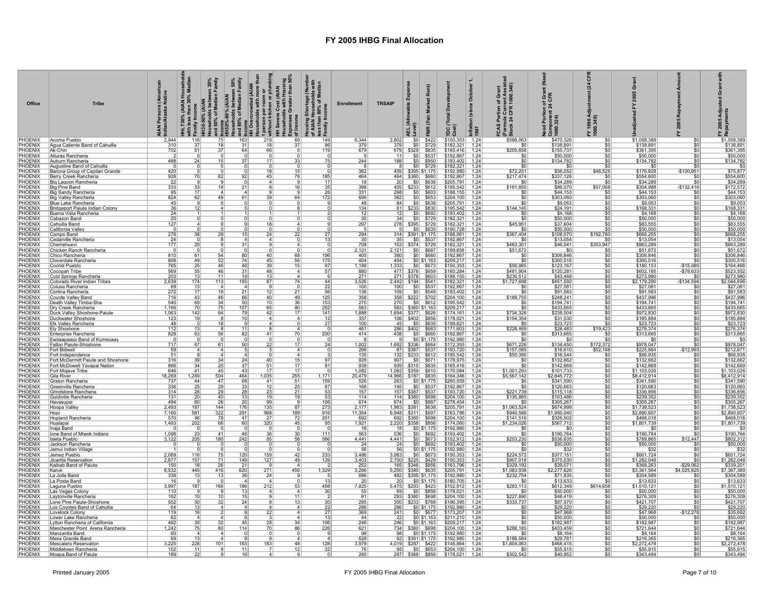# FY 2005 IHBG Final Allocation

| Office | Tribe | AIAN Persons (American Indian/Alaska Native) | HHLT30% (AIAN Households with less than 30% Median Family Income | HH30-50% (AIAN Households between 30% and 50% of Median Family Income | HH50%-80% (AIAN Households between 50% and 80% of Median Family Income | HH Overcrowded (AIAN Households with more than 1 person per room or without kitchen or plumbing | HH Severe Cost (AIAN Households with Housing Expenses Greater than 50% of Income | Housing Shortage (Number of AIAN Households with less than 80% of Median Family Income | Enrollment | TRSAIP | AEL (Allowable Expense Level) | FMR (Fair Market Rent) | TDC (Total Development Cost) | Inflation (since October 1, 1997 | FCAS Portion of Grant (Formula Current Assisted Stock 24 CFR 1000.340) | Need Portion of Grant (Need Component 24 CFR 1000.324) | FY 1996 Adjustment (24 CFR 1000.340) | Unadjusted FY 2005 Grant | FY 2005 Repayment Amount | FY 2005 Adjusted Grant with Repayments |
|---|---|---|---|---|---|---|---|---|---|---|---|---|---|---|---|---|---|---|---|---|
| PHOENIX | Acoma Pueblo | 2,944 | 116 | 75 | 163 | 219 | 69 | 149 | 6,344 | 2,802 | $0 | $422 | $150,353 | 1.24 | $588,063 | $470,326 | $0 | $1,058,389 | $0 | $1,058,389 |
| PHOENIX | Agua Caliente Band of Cahuilla | 310 | 37 | 18 | 31 | 18 | 37 | 86 | 379 | 379 | $0 | $729 | $182,321 | 1.24 | $0 | $138,891 | $0 | $138,891 | $0 | $138,891 |
| PHOENIX | Ak-Chin | 702 | 51 | 37 | 64 | 66 | 0 | 119 | 679 | 679 | $329 | $835 | $165,416 | 1.24 | $205,658 | $155,737 | $0 | $361,395 | $0 | $361,395 |
| PHOENIX | Alturas Rancheria | 2 | 0 | 0 | 0 | 0 | 0 | 0 | 9 | 11 | $0 | $537 | $192,867 | 1.24 | $0 | $50,000 | $0 | $50,000 | $0 | $50,000 |
| PHOENIX | Auburn Rancheria | 488 | 24 | 15 | 37 | 17 | 33 | 75 | 244 | 188 | $0 | $950 | $193,402 | 1.24 | $0 | $134,782 | $0 | $134,782 | $0 | $134,782 |
| PHOENIX | Augustine Band of Cahuilla | 0 | 0 | 0 | 0 | 0 | 0 | 0 | 8 | 8 | $0 | $729 | $182,321 | 1.24 | $0 | $0 | $0 | $0 | $0 | $0 |
| PHOENIX | Barona Group of Capitan Grande | 420 | 0 | 0 | 0 | 18 | 15 | 0 | 362 | 459 | $395 | $1,175 | $192,980 | 1.24 | $72,251 | $56,052 | $48,525 | $176,828 | -$100,951 | $75,877 |
| PHOENIX | Berry Creek Rancheria | 928 | 70 | 62 | 92 | 45 | 78 | 185 | 464 | 464 | $380 | $660 | $192,867 | 1.24 | $217,474 | $337,126 | $0 | $554,600 | $0 | $554,600 |
| PHOENIX | Big Lagoon Rancheria | 22 | 9 | 9 | 0 | 4 | 9 | 17 | 18 | 20 | $0 | $638 | $205,791 | 1.24 | $0 | $34,289 | $0 | $34,289 | $0 | $34,289 |
| PHOENIX | Big Pine Band | 333 | 33 | 19 | 21 | 8 | 16 | 35 | 398 | 405 | $233 | $612 | $195,542 | 1.24 | $161,850 | $86,070 | $57,068 | $304,988 | -$132,416 | $172,572 |
| PHOENIX | Big Sandy Rancheria | 95 | 17 | 4 | 4 | 9 | 9 | 26 | 331 | 298 | $0 | $603 | $188,155 | 1.24 | $0 | $44,153 | $0 | $44,153 | $0 | $44,153 |
| PHOENIX | Big Valley Rancheria | 824 | 62 | 49 | 61 | 39 | 64 | 172 | 696 | 382 | $0 | $653 | $204,100 | 1.24 | $0 | $303,060 | $0 | $303,060 | $0 | $303,060 |
| PHOENIX | Blue Lake Rancheria | 45 | 9 | 0 | 0 | 0 | 0 | 9 | 48 | 84 | $0 | $638 | $205,791 | 1.24 | $0 | $9,053 | $0 | $9,053 | $0 | $9,053 |
| PHOENIX | Bridgeport Paiute Indian Colony | 36 | 12 | 4 | 5 | 0 | 8 | 0 | 134 | 61 | $233 | $830 | $195,542 | 1.24 | $144,140 | $24,191 | $0 | $168,331 | $0 | $168,331 |
| PHOENIX | Buena Vista Rancheria | 24 | 1 | 1 | 1 | 1 | 1 | 2 | 12 | 12 | $0 | $692 | $193,402 | 1.24 | $0 | $4,168 | $0 | $4,168 | $0 | $4,168 |
| PHOENIX | Cabazon Band | 20 | 0 | 0 | 0 | 0 | 0 | 0 | 30 | 34 | $0 | $729 | $182,321 | 1.24 | $0 | $50,000 | $0 | $50,000 | $0 | $50,000 |
| PHOENIX | Cahuilla Band | 127 | 4 | 9 | 9 | 18 | 4 | 9 | 297 | 278 | $395 | $729 | $182,321 | 1.24 | $45,951 | $37,604 | $0 | $83,555 | $0 | $83,555 |
| PHOENIX | California Valley | 0 | 0 | 0 | 0 | 0 | 0 | 0 | 5 | 5 | $0 | $635 | $190,728 | 1.24 | $0 | $50,000 | $0 | $50,000 | $0 | $50,000 |
| PHOENIX | Campo Band | 278 | 38 | 29 | 15 | 24 | 22 | 27 | 294 | 314 | $391 | $1,175 | $188,561 | 1.24 | $367,404 | $108,070 | $192,780 | $668,255 | $0 | $668,255 |
| PHOENIX | Cedarville Rancheria | 24 | 0 | 8 | 4 | 4 | 0 | 13 | 30 | 35 | $0 | $537 | $192,867 | 1.24 | $0 | $13,054 | $0 | $13,054 | $0 | $13,054 |
| PHOENIX | Chemehuevi | 177 | 29 | 9 | 31 | 9 | 4 | 0 | 708 | 153 | $374 | $729 | $182,321 | 1.24 | $463,301 | $46,041 | $353,947 | $863,289 | $0 | $863,289 |
| PHOENIX | Chicken Ranch Rancheria | 0 | 0 | 0 | 0 | 0 | 0 | 0 | 2,121 | 2,121 | $0 | $687 | $189,658 | 1.24 | $51,672 | $0 | $0 | $51,672 | $0 | $51,672 |
| PHOENIX | Chico Rancheria | 810 | 61 | 54 | 80 | 40 | 68 | 196 | 405 | 380 | $0 | $660 | $192,867 | 1.24 | $0 | $306,846 | $0 | $306,846 | $0 | $306,846 |
| PHOENIX | Cloverdale Rancheria | 808 | 49 | 52 | 74 | 45 | 56 | 175 | 404 | 404 | $0 | $1,163 | $209,217 | 1.24 | $0 | $300,516 | $0 | $300,516 | $0 | $300,516 |
| PHOENIX | Cochiti Pueblo | 765 | 25 | 46 | 46 | 39 | 15 | 97 | 1,189 | 1,333 | $0 | $673 | $150,353 | 1.24 | $56,986 | $123,167 | $0 | $180,153 | -$15,685 | $164,468 |
| PHOENIX | Cocopah Tribe | 569 | 55 | 46 | 31 | 48 | 4 | 57 | 880 | 477 | $376 | $659 | $160,284 | 1.24 | $481,904 | $120,281 | $0 | $602,185 | -$78,633 | $523,552 |
| PHOENIX | Cold Springs Rancheria | 203 | 13 | 11 | 19 | 13 | 4 | 6 | 271 | 271 | $378 | $603 | $188,155 | 1.24 | $230,512 | $43,468 | $0 | $273,980 | $0 | $273,980 |
| PHOENIX | Colorado River Indian Tribes | 2,639 | 174 | 113 | 155 | 87 | 74 | 44 | 3,526 | 2,442 | $194 | $541 | $182,321 | 1.24 | $1,727,698 | $451,592 | $0 | $2,179,290 | -$134,594 | $2,044,696 |
| PHOENIX | Colusa Rancheria | 69 | 13 | 4 | 4 | 9 | 0 | 22 | 100 | 100 | $0 | $537 | $192,867 | 1.24 | $0 | $27,081 | $0 | $27,081 | $0 | $27,081 |
| PHOENIX | Cortina Rancheria | 272 | 17 | 18 | 21 | 12 | 21 | 56 | 136 | 109 | $0 | $549 | $193,402 | 1.24 | $0 | $91,583 | $0 | $91,583 | $0 | $91,583 |
| PHOENIX | Coyote Valley Band | 716 | 43 | 46 | 66 | 40 | 49 | 125 | 358 | 358 | $222 | $702 | $204,100 | 1.24 | $189,755 | $248,241 | $0 | $437,996 | $0 | $437,996 |
| PHOENIX | Death Valley Timba-Sha | 540 | 69 | 34 | 50 | 10 | 36 | 153 | 270 | 270 | $0 | $612 | $195,542 | 1.24 | $0 | $194,741 | $0 | $194,741 | $0 | $194,741 |
| PHOENIX | Dry Creek Rancheria | 1,166 | 70 | 75 | 107 | 65 | 80 | 252 | 583 | 583 | $380 | $1,163 | $209,217 | 1.24 | $0 | $433,665 | $0 | $433,665 | $0 | $433,665 |
| PHOENIX | Duck Valley Shoshone-Paiute | 1,063 | 142 | 64 | 79 | 42 | 17 | 141 | 1,888 | 1,694 | $377 | $626 | $174,161 | 1.24 | $734,326 | $238,504 | $0 | $972,830 | $0 | $972,830 |
| PHOENIX | Duckwater Shoshone | 123 | 19 | 8 | 10 | 4 | 4 | 12 | 337 | 106 | $402 | $856 | $178,021 | 1.24 | $154,354 | $31,530 | $0 | $185,884 | $0 | $185,884 |
| PHOENIX | Elk Valley Rancheria | 48 | 0 | 18 | 9 | 4 | 0 | 27 | 100 | 45 | $0 | $635 | $199,821 | 1.24 | $0 | $23,723 | $0 | $23,723 | $0 | $23,723 |
| PHOENIX | Ely Shoshone | 112 | 13 | 8 | 11 | 8 | 4 | 0 | 461 | 286 | $402 | $663 | $171,603 | 1.24 | $228,469 | $28,483 | $19,423 | $276,374 | $0 | $276,374 |
| PHOENIX | Enterprise Rancheria | 828 | 63 | 56 | 82 | 41 | 70 | 200 | 414 | 438 | $0 | $660 | $192,867 | 1.24 | $0 | $313,665 | $0 | $313,665 | $0 | $313,665 |
| PHOENIX | Ewiiaapaayp Band of Kumeyaay | 0 | 0 | 0 | 0 | 0 | 0 | 0 | 8 | 9 | $0 | $1,175 | $192,980 | 1.24 | $0 | $0 | $0 | $0 | $0 | $0 |
| PHOENIX | Fallon Paiute-Shoshone | 717 | 67 | 61 | 50 | 22 | 17 | 24 | 1,002 | 1,692 | $336 | $664 | $172,355 | 1.24 | $671,226 | $134,450 | $172,372 | $978,047 | $0 | $978,047 |
| PHOENIX | Fort Bidwell | 59 | 4 | 4 | 5 | 3 | 4 | 0 | 266 | 87 | $387 | $537 | $193,720 | 1.24 | $157,065 | $16,610 | $52,168 | $225,864 | -$12,993 | $212,871 |
| PHOENIX | Fort Independence | 51 | 8 | 4 | 4 | 0 | 4 | 3 | 135 | 132 | $233 | $612 | $195,542 | 1.24 | $50,390 | $16,544 | $0 | $66,935 | $0 | $66,935 |
| PHOENIX | Fort McDermitt Paiute and Shoshone | 316 | 39 | 34 | 24 | 40 | 15 | 97 | 928 | 907 | $0 | $671 | $178,975 | 1.24 | $0 | $132,662 | $0 | $132,662 | $0 | $132,662 |
| PHOENIX | Fort McDowell Yavapai Nation | 866 | 34 | 20 | 37 | 51 | 17 | 91 | 939 | 939 | $315 | $835 | $165,416 | 1.24 | $0 | $142,669 | $0 | $142,669 | $0 | $142,669 |
| PHOENIX | Fort Mojave Tribe | 646 | 41 | 45 | 43 | 17 | 17 | 0 | 1,082 | 1,082 | $359 | $810 | $170,084 | 1.24 | $1,001,293 | $101,733 | $0 | $1,103,026 | $0 | $1,103,026 |
| PHOENIX | Gila River | 18,269 | 1,249 | 504 | 464 | 1,035 | 255 | 1,171 | 20,479 | 14,966 | $187 | $835 | $164,346 | 1.24 | $5,567,142 | $2,845,772 | $0 | $8,412,914 | $0 | $8,412,914 |
| PHOENIX | Graton Rancheria | 737 | 44 | 47 | 68 | 41 | 51 | 159 | 526 | 263 | $0 | $1,775 | $260,559 | 1.24 | $0 | $341,590 | $0 | $341,590 | $0 | $341,590 |
| PHOENIX | Greenville Rancheria | 336 | 25 | 29 | 33 | 12 | 25 | 87 | 168 | 145 | $0 | $537 | $192,867 | 1.24 | $0 | $120,663 | $0 | $120,663 | $0 | $120,663 |
| PHOENIX | Grindstone Rancheria | 314 | 28 | 29 | 28 | 23 | 21 | 53 | 157 | 157 | $387 | $537 | $193,720 | 1.24 | $221,739 | $115,118 | $0 | $336,856 | $0 | $336,856 |
| PHOENIX | Guidiville Rancheria | 131 | 20 | 40 | 13 | 19 | 19 | 53 | 114 | 114 | $380 | $698 | $204,100 | 1.24 | $135,865 | $103,486 | $0 | $239,352 | $0 | $239,352 |
| PHOENIX | Havasupai | 494 | 60 | 26 | 20 | 99 | 9 | 106 | 674 | 674 | $0 | $887 | $278,454 | 1.24 | $0 | $305,267 | $0 | $305,267 | $0 | $305,267 |
| PHOENIX | Hoopa Valley | 2,493 | 187 | 144 | 176 | 135 | 87 | 273 | 2,177 | 1,983 | $381 | $638 | $205,791 | 1.24 | $1,063,524 | $674,999 | $0 | $1,738,523 | $0 | $1,738,523 |
| PHOENIX | Hopi | 7,166 | 581 | 322 | 291 | 968 | 189 | 916 | 11,354 | 6,948 | $311 | $597 | $163,796 | 1.24 | $940,566 | $1,950,040 | $0 | $2,890,607 | $0 | $2,890,607 |
| PHOENIX | Hopland Rancheria | 570 | 96 | 78 | 47 | 27 | 72 | 201 | 692 | 692 | $380 | $698 | $204,100 | 1.24 | $141,516 | $326,502 | $0 | $468,018 | $0 | $468,018 |
| PHOENIX | Hualapai | 1,493 | 202 | 66 | 60 | 320 | 45 | 95 | 1,921 | 2,220 | $358 | $856 | $174,060 | 1.24 | $1,234,026 | $567,712 | $0 | $1,801,739 | $0 | $1,801,739 |
| PHOENIX | Inaja Band | 0 | 0 | 0 | 0 | 0 | 0 | 0 | 18 | 18 | $0 | $1,175 | $192,980 | 1.24 | $0 | $0 | $0 | $0 | $0 | $0 |
| PHOENIX | Ione Band of Miwok Indians | 1,098 | 23 | 41 | 46 | 36 | 30 | 111 | 563 | 536 | $0 | $692 | $193,402 | 1.24 | $0 | $190,764 | $0 | $190,764 | $0 | $190,764 |
| PHOENIX | Isleta Pueblo | 3,122 | 205 | 180 | 242 | 85 | 58 | 566 | 4,441 | 4,441 | $0 | $673 | $152,912 | 1.24 | $253,230 | $536,635 | $0 | $789,865 | $12,447 | $802,312 |
| PHOENIX | Jackson Rancheria | 0 | 0 | 0 | 0 | 0 | 0 | 0 | 24 | 24 | $0 | $692 | $193,402 | 1.24 | $0 | $50,000 | $0 | $50,000 | $0 | $50,000 |
| PHOENIX | Jamul Indian Village | 1 | 0 | 0 | 0 | 0 | 0 | 0 | 56 | 56 | $0 | $1,175 | $192,980 | 1.24 | $0 | $32 | $0 | $32 | $0 | $32 |
| PHOENIX | Jemez Pueblo | 2,089 | 116 | 75 | 120 | 159 | 42 | 233 | 3,486 | 3,083 | $0 | $673 | $150,353 | 1.24 | $224,572 | $377,151 | $0 | $601,724 | $0 | $601,724 |
| PHOENIX | Jicarilla Reservation | 2,677 | 157 | 71 | 149 | 127 | 49 | 139 | 3,403 | 2,700 | $225 | $429 | $150,353 | 1.24 | $907,018 | $375,030 | $0 | $1,282,048 | $0 | $1,282,048 |
| PHOENIX | Kaibab Band of Paiute | 150 | 18 | 26 | 21 | 9 | 4 | 2 | 252 | 165 | $346 | $856 | $163,796 | 1.24 | $329,192 | $39,071 | $0 | $368,263 | -$29,062 | $339,201 |
| PHOENIX | Karuk | 6,532 | 445 | 416 | 620 | 271 | 456 | 1,329 | 3,266 | 5,250 | $380 | $635 | $205,791 | 1.24 | $1,083,938 | $2,277,626 | $0 | $3,361,564 | $4,025,825 | $7,387,389 |
| PHOENIX | La Jolla Band | 338 | 13 | 13 | 36 | 24 | 9 | 5 | 696 | 482 | $395 | $1,175 | $192,980 | 1.24 | $232,754 | $71,835 | $0 | $304,589 | $0 | $304,589 |
| PHOENIX | La Posta Band | 16 | 9 | 0 | 4 | 4 | 0 | 13 | 20 | 20 | $0 | $1,175 | $180,705 | 1.24 | $0 | $13,633 | $0 | $13,633 | $0 | $13,633 |
| PHOENIX | Laguna Pueblo | 3,997 | 187 | 166 | 186 | 212 | 53 | 458 | 7,825 | 5,475 | $203 | $423 | $152,912 | 1.24 | $283,113 | $612,349 | $614,658 | $1,510,121 | $0 | $1,510,121 |
| PHOENIX | Las Vegas Colony | 110 | 9 | 9 | 13 | 4 | 4 | 30 | 55 | 69 | $0 | $856 | $178,021 | 1.24 | $0 | $50,000 | $0 | $50,000 | $0 | $50,000 |
| PHOENIX | Laytonville Rancheria | 162 | 10 | 10 | 15 | 9 | 11 | 2 | 81 | 293 | $380 | $698 | $204,100 | 1.24 | $227,890 | $48,419 | $0 | $276,309 | $0 | $276,309 |
| PHOENIX | Lone Pine Paiute-Shoshone | 502 | 30 | 32 | 24 | 8 | 13 | 30 | 295 | 350 | $233 | $768 | $196,395 | 1.24 | $333,737 | $87,970 | $0 | $421,707 | $0 | $421,707 |
| PHOENIX | Los Coyotes Band of Cahuilla | 64 | 13 | 4 | 4 | 4 | 4 | 22 | 286 | 286 | $0 | $1,175 | $192,980 | 1.24 | $0 | $29,220 | $0 | $29,220 | $0 | $29,220 |
| PHOENIX | Lovelock Colony | 119 | 16 | 2 | 9 | 22 | 4 | 27 | 369 | 241 | $0 | $677 | $173,207 | 1.24 | $0 | $47,968 | $0 | $47,968 | -$12,276 | $35,692 |
| PHOENIX | Lower Lake Rancheria | 62 | 4 | 4 | 6 | 3 | 4 | 13 | 44 | 22 | $0 | $1,163 | $211,210 | 1.24 | $0 | $50,000 | $0 | $50,000 | $0 | $50,000 |
| PHOENIX | Lytton Rancheria of California | 492 | 30 | 32 | 45 | 28 | 34 | 106 | 246 | 246 | $0 | $1,163 | $209,217 | 1.24 | $0 | $182,987 | $0 | $182,987 | $0 | $182,987 |
| PHOENIX | Manchester Point Arena Rancheria | 1,242 | 75 | 80 | 114 | 70 | 86 | 226 | 621 | 734 | $380 | $698 | $204,100 | 1.24 | $288,185 | $433,459 | $0 | $721,644 | $0 | $721,644 |
| PHOENIX | Manzanita Band | 60 | 4 | 4 | 0 | 0 | 0 | 9 | 98 | 98 | $0 | $1,175 | $192,980 | 1.24 | $0 | $8,164 | $0 | $8,164 | $0 | $8,164 |
| PHOENIX | Mesa Grande Band | 69 | 13 | 4 | 9 | 9 | 4 | 4 | 628 | 92 | $391 | $1,175 | $192,980 | 1.24 | $186,584 | $29,781 | $0 | $216,365 | $0 | $216,365 |
| PHOENIX | Mescalero Reservation | 3,225 | 228 | 101 | 163 | 183 | 48 | 128 | 3,979 | 4,019 | $287 | $422 | $148,864 | 1.24 | $1,804,063 | $468,415 | $0 | $2,272,478 | $0 | $2,272,478 |
| PHOENIX | Middletown Rancheria | 152 | 11 | 9 | 11 | 7 | 12 | 32 | 76 | 95 | $0 | $653 | $204,100 | 1.24 | $0 | $55,915 | $0 | $55,915 | $0 | $55,915 |
| PHOENIX | Moapa Band of Paiute | 189 | 22 | 9 | 16 | 4 | 9 | 0 | 295 | 297 | $388 | $856 | $178,021 | 1.24 | $302,542 | $40,952 | $0 | $343,494 | $0 | $343,494 |

Printed January 2005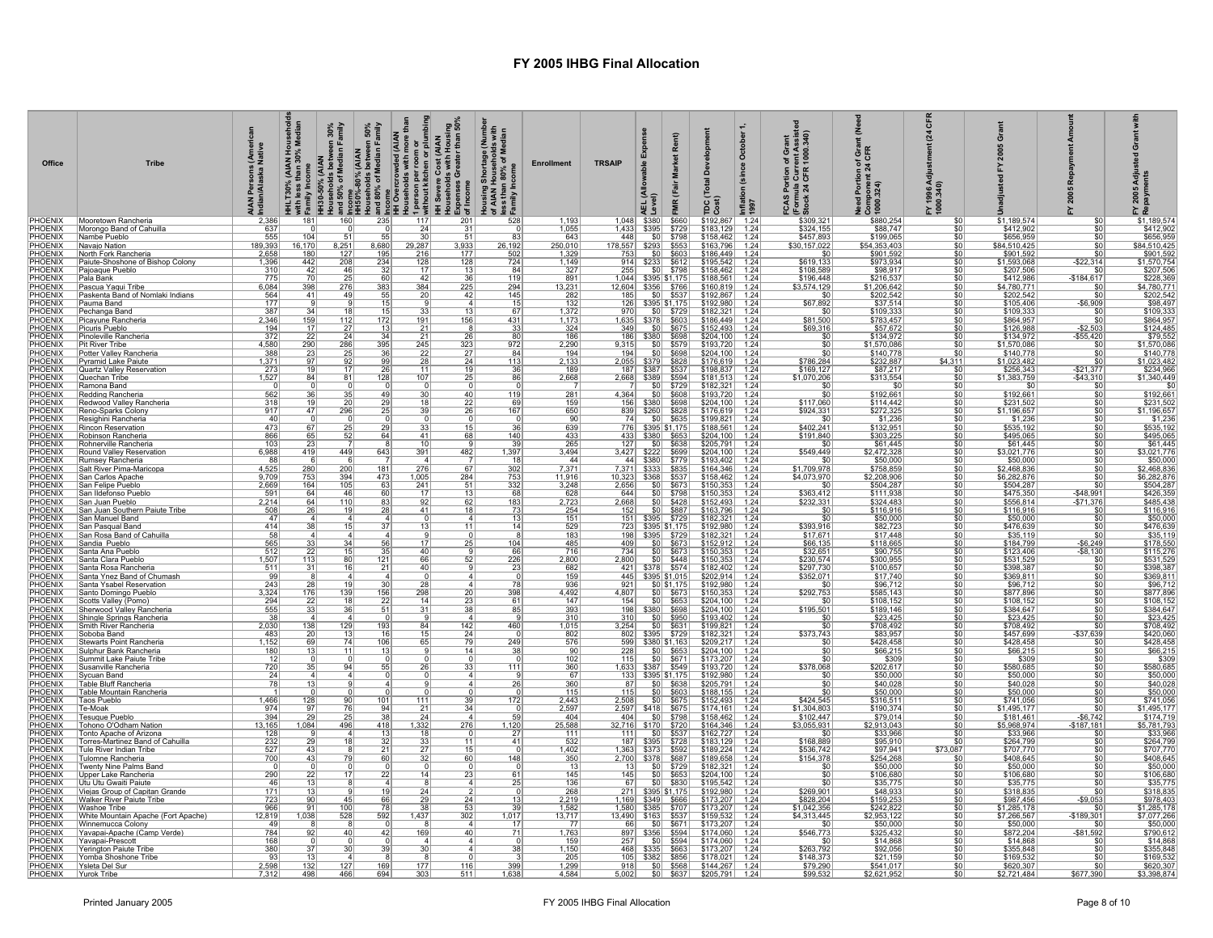# FY 2005 IHBG Final Allocation

| Office | Tribe | AIAN Persons (American Indian/Alaska Native | HHLT30% (AIAN Households with less than 30% Median Family Income | HH30-50% (AIAN Households between 30% and 50% of Median Family Income | HH50%-80% (AIAN Households between 50% and 80% of Median Family Income | HH Overcrowded (AIAN Households with more than 1 person per room or without kitchen or plumbing | HH Severe Cost (AIAN Households with Housing Expenses Greater than 50% of Income | Housing Shortage (Number of AIAN Households with less than 80% of Median Family Income | Enrollment | TRSAIP | AEL (Allowable Expense Level) | FMR (Fair Market Rent) | TDC (Total Development Cost) | Inflation (since October 1, 1997 | FCAS Portion of Grant (Formula Current Assisted Stock 24 CFR 1000.340) | Need Portion of Grant (Need Component 24 CFR 1000.324) | FY 1996 Adjustment (24 CFR 1000.340) | Unadjusted FY 2005 Grant | FY 2005 Repayment Amount | FY 2005 Adjusted Grant with Repayments |
|---|---|---|---|---|---|---|---|---|---|---|---|---|---|---|---|---|---|---|---|---|
| PHOENIX | Mooretown Rancheria | 2,386 | 181 | 160 | 235 | 117 | 201 | 528 | 1,193 | 1,048 | $380 | $660 | $192,867 | 1.24 | $309,321 | $880,254 | $0 | $1,189,574 | $0 | $1,189,574 |
| PHOENIX | Morongo Band of Cahuilla | 637 | 0 | 0 | 0 | 24 | 31 | 0 | 1,055 | 1,433 | $395 | $729 | $183,129 | 1.24 | $324,155 | $88,747 | $0 | $412,902 | $0 | $412,902 |
| PHOENIX | Nambe Pueblo | 555 | 104 | 51 | 55 | 30 | 51 | 83 | 643 | 448 | $0 | $798 | $158,462 | 1.24 | $457,893 | $199,065 | $0 | $656,959 | $0 | $656,959 |
| PHOENIX | Navajo Nation | 189,393 | 16,170 | 8,251 | 8,680 | 29,287 | 3,933 | 26,192 | 250,010 | 178,557 | $293 | $553 | $163,796 | 1.24 | $30,157,022 | $54,353,403 | $0 | $84,510,425 | $0 | $84,510,425 |
| PHOENIX | North Fork Rancheria | 2,658 | 180 | 127 | 195 | 216 | 177 | 502 | 1,329 | 753 | $0 | $603 | $186,449 | 1.24 | $0 | $901,592 | $0 | $901,592 | $0 | $901,592 |
| PHOENIX | Paiute-Shoshone of Bishop Colony | 1,396 | 442 | 208 | 234 | 128 | 128 | 724 | 1,149 | 914 | $233 | $612 | $195,542 | 1.24 | $619,133 | $973,934 | $0 | $1,593,068 | -$22,314 | $1,570,754 |
| PHOENIX | Pajoaque Pueblo | 310 | 42 | 46 | 32 | 17 | 13 | 84 | 327 | 255 | $0 | $798 | $158,462 | 1.24 | $108,589 | $98,917 | $0 | $207,506 | $0 | $207,506 |
| PHOENIX | Pala Bank | 775 | 70 | 25 | 60 | 42 | 36 | 119 | 891 | 1,044 | $395 | $1,175 | $188,561 | 1.24 | $196,448 | $216,537 | $0 | $412,986 | -$184,617 | $228,369 |
| PHOENIX | Pascua Yaqui Tribe | 6,084 | 398 | 276 | 383 | 384 | 225 | 294 | 13,231 | 12,604 | $356 | $766 | $160,819 | 1.24 | $3,574,129 | $1,206,642 | $0 | $4,780,771 | $0 | $4,780,771 |
| PHOENIX | Paskenta Band of Nomlaki Indians | 564 | 41 | 49 | 55 | 20 | 42 | 145 | 282 | 185 | $0 | $537 | $192,867 | 1.24 | $0 | $202,542 | $0 | $202,542 | $0 | $202,542 |
| PHOENIX | Pauma Band | 177 | 9 | 9 | 15 | 9 | 4 | 15 | 132 | 126 | $395 | $1,175 | $192,980 | 1.24 | $67,892 | $37,514 | $0 | $105,406 | -$6,909 | $98,497 |
| PHOENIX | Pechanga Band | 387 | 34 | 18 | 15 | 33 | 13 | 67 | 1,372 | 970 | $0 | $729 | $182,321 | 1.24 | $0 | $109,333 | $0 | $109,333 | $0 | $109,333 |
| PHOENIX | Picayune Rancheria | 2,346 | 159 | 112 | 172 | 191 | 156 | 431 | 1,173 | 1,635 | $378 | $603 | $186,449 | 1.24 | $81,500 | $783,457 | $0 | $864,957 | $0 | $864,957 |
| PHOENIX | Picuris Pueblo | 194 | 17 | 27 | 13 | 21 | 8 | 33 | 324 | 349 | $0 | $675 | $152,493 | 1.24 | $69,316 | $57,672 | $0 | $126,988 | -$2,503 | $124,485 |
| PHOENIX | Pinoleville Rancheria | 372 | 22 | 24 | 34 | 21 | 26 | 80 | 186 | 186 | $380 | $698 | $204,100 | 1.24 | $0 | $134,972 | $0 | $134,972 | -$55,420 | $79,552 |
| PHOENIX | Pit River Tribe | 4,580 | 290 | 286 | 395 | 245 | 323 | 972 | 2,290 | 9,315 | $0 | $579 | $193,720 | 1.24 | $0 | $1,570,086 | $0 | $1,570,086 | $0 | $1,570,086 |
| PHOENIX | Potter Valley Rancheria | 388 | 23 | 25 | 36 | 22 | 27 | 84 | 194 | 194 | $0 | $698 | $204,100 | 1.24 | $0 | $140,778 | $0 | $140,778 | $0 | $140,778 |
| PHOENIX | Pyramid Lake Paiute | 1,371 | 97 | 92 | 99 | 28 | 24 | 113 | 2,133 | 2,055 | $379 | $828 | $176,619 | 1.24 | $786,284 | $232,887 | $4,311 | $1,023,482 | $0 | $1,023,482 |
| PHOENIX | Quartz Valley Reservation | 273 | 19 | 17 | 26 | 11 | 19 | 36 | 189 | 187 | $387 | $537 | $198,837 | 1.24 | $169,127 | $87,217 | $0 | $256,343 | -$21,377 | $234,966 |
| PHOENIX | Quechan Tribe | 1,527 | 84 | 81 | 128 | 107 | 25 | 86 | 2,668 | 2,668 | $389 | $594 | $181,513 | 1.24 | $1,070,206 | $313,554 | $0 | $1,383,759 | -$43,310 | $1,340,449 |
| PHOENIX | Ramona Band | 0 | 0 | 0 | 0 | 0 | 0 | 0 | 7 | 7 | $0 | $729 | $182,321 | 1.24 | $0 | $0 | $0 | $0 | $0 | $0 |
| PHOENIX | Redding Rancheria | 562 | 36 | 35 | 49 | 30 | 40 | 119 | 281 | 4,364 | $0 | $608 | $193,720 | 1.24 | $0 | $192,661 | $0 | $192,661 | $0 | $192,661 |
| PHOENIX | Redwood Valley Rancheria | 318 | 19 | 20 | 29 | 18 | 22 | 69 | 159 | 156 | $380 | $698 | $204,100 | 1.24 | $117,060 | $114,442 | $0 | $231,502 | $0 | $231,502 |
| PHOENIX | Reno-Sparks Colony | 917 | 47 | 296 | 25 | 39 | 26 | 167 | 650 | 839 | $260 | $828 | $176,619 | 1.24 | $924,331 | $272,325 | $0 | $1,196,657 | $0 | $1,196,657 |
| PHOENIX | Resighini Rancheria | 40 | 0 | 0 | 0 | 0 | 0 | 0 | 90 | 74 | $0 | $635 | $199,821 | 1.24 | $0 | $1,236 | $0 | $1,236 | $0 | $1,236 |
| PHOENIX | Rincon Reservation | 473 | 67 | 25 | 29 | 33 | 15 | 36 | 639 | 776 | $395 | $1,175 | $188,561 | 1.24 | $402,241 | $132,951 | $0 | $535,192 | $0 | $535,192 |
| PHOENIX | Robinson Rancheria | 866 | 65 | 52 | 64 | 41 | 68 | 140 | 433 | 433 | $380 | $653 | $204,100 | 1.24 | $191,840 | $303,225 | $0 | $495,065 | $0 | $495,065 |
| PHOENIX | Rohnerville Rancheria | 103 | 23 | 7 | 8 | 10 | 9 | 39 | 265 | 127 | $0 | $638 | $205,791 | 1.24 | $0 | $61,445 | $0 | $61,445 | $0 | $61,445 |
| PHOENIX | Round Valley Reservation | 6,988 | 419 | 449 | 643 | 391 | 482 | 1,397 | 3,494 | 3,427 | $222 | $699 | $204,100 | 1.24 | $549,449 | $2,472,328 | $0 | $3,021,776 | $0 | $3,021,776 |
| PHOENIX | Rumsey Rancheria | 88 | 6 | 6 | 7 | 4 | 7 | 18 | 44 | 44 | $380 | $779 | $193,402 | 1.24 | $0 | $50,000 | $0 | $50,000 | $0 | $50,000 |
| PHOENIX | Salt River Pima-Maricopa | 4,525 | 280 | 200 | 181 | 276 | 67 | 302 | 7,371 | 7,371 | $333 | $835 | $164,346 | 1.24 | $1,709,978 | $758,859 | $0 | $2,468,836 | $0 | $2,468,836 |
| PHOENIX | San Carlos Apache | 9,709 | 753 | 394 | 473 | 1,005 | 284 | 753 | 11,916 | 10,323 | $368 | $537 | $158,462 | 1.24 | $4,073,970 | $2,208,906 | $0 | $6,282,876 | $0 | $6,282,876 |
| PHOENIX | San Felipe Pueblo | 2,669 | 164 | 105 | 63 | 241 | 51 | 332 | 3,248 | 2,656 | $0 | $673 | $150,353 | 1.24 | $0 | $504,287 | $0 | $504,287 | $0 | $504,287 |
| PHOENIX | San Ildefonso Pueblo | 591 | 64 | 46 | 60 | 17 | 13 | 68 | 628 | 644 | $0 | $798 | $150,353 | 1.24 | $363,412 | $111,938 | $0 | $475,350 | -$48,991 | $426,359 |
| PHOENIX | San Juan Pueblo | 2,214 | 64 | 110 | 83 | 92 | 62 | 183 | 2,723 | 2,668 | $0 | $428 | $152,493 | 1.24 | $232,331 | $324,483 | $0 | $556,814 | -$71,376 | $485,438 |
| PHOENIX | San Juan Southern Paiute Tribe | 508 | 26 | 19 | 28 | 41 | 18 | 73 | 254 | 152 | $0 | $887 | $163,796 | 1.24 | $0 | $116,916 | $0 | $116,916 | $0 | $116,916 |
| PHOENIX | San Manuel Band | 47 | 4 | 4 | 4 | 0 | 4 | 13 | 151 | 151 | $395 | $729 | $182,321 | 1.24 | $0 | $50,000 | $0 | $50,000 | $0 | $50,000 |
| PHOENIX | San Pasqual Band | 414 | 38 | 15 | 37 | 13 | 11 | 14 | 529 | 723 | $395 | $1,175 | $192,980 | 1.24 | $393,916 | $82,723 | $0 | $476,639 | $0 | $476,639 |
| PHOENIX | San Rosa Band of Cahuilla | 58 | 4 | 4 | 4 | 9 | 0 | 8 | 183 | 198 | $395 | $729 | $182,321 | 1.24 | $17,671 | $17,448 | $0 | $35,119 | $0 | $35,119 |
| PHOENIX | Sandia Pueblo | 565 | 33 | 34 | 56 | 17 | 25 | 104 | 485 | 409 | $0 | $673 | $152,912 | 1.24 | $66,135 | $118,665 | $0 | $184,799 | -$6,249 | $178,550 |
| PHOENIX | Santa Ana Pueblo | 512 | 22 | 15 | 35 | 40 | 9 | 66 | 716 | 734 | $0 | $673 | $150,353 | 1.24 | $32,651 | $90,755 | $0 | $123,406 | -$8,130 | $115,276 |
| PHOENIX | Santa Clara Pueblo | 1,507 | 113 | 80 | 121 | 66 | 52 | 226 | 2,800 | 2,800 | $0 | $448 | $150,353 | 1.24 | $230,574 | $300,955 | $0 | $531,529 | $0 | $531,529 |
| PHOENIX | Santa Rosa Rancheria | 511 | 31 | 16 | 21 | 40 | 9 | 23 | 682 | 421 | $378 | $574 | $182,402 | 1.24 | $297,730 | $100,657 | $0 | $398,387 | $0 | $398,387 |
| PHOENIX | Santa Ynez Band of Chumash | 99 | 8 | 4 | 4 | 0 | 4 | 0 | 159 | 445 | $395 | $1,015 | $202,914 | 1.24 | $352,071 | $17,740 | $0 | $369,811 | $0 | $369,811 |
| PHOENIX | Santa Ysabel Reservation | 243 | 28 | 19 | 30 | 28 | 4 | 78 | 936 | 921 | $0 | $1,175 | $192,980 | 1.24 | $0 | $96,712 | $0 | $96,712 | $0 | $96,712 |
| PHOENIX | Santo Domingo Pueblo | 3,324 | 176 | 139 | 156 | 298 | 20 | 398 | 4,492 | 4,807 | $0 | $673 | $150,353 | 1.24 | $292,753 | $585,143 | $0 | $877,896 | $0 | $877,896 |
| PHOENIX | Scotts Valley (Pomo) | 294 | 22 | 18 | 22 | 14 | 23 | 61 | 147 | 154 | $0 | $653 | $204,100 | 1.24 | $0 | $108,152 | $0 | $108,152 | $0 | $108,152 |
| PHOENIX | Sherwood Valley Rancheria | 555 | 33 | 36 | 51 | 31 | 38 | 85 | 393 | 198 | $380 | $698 | $204,100 | 1.24 | $195,501 | $189,146 | $0 | $384,647 | $0 | $384,647 |
| PHOENIX | Shingle Springs Rancheria | 38 | 4 | 4 | 0 | 9 | 4 | 9 | 310 | 310 | $0 | $950 | $193,402 | 1.24 | $0 | $23,425 | $0 | $23,425 | $0 | $23,425 |
| PHOENIX | Smith River Rancheria | 2,030 | 138 | 129 | 193 | 84 | 142 | 460 | 1,015 | 3,254 | $0 | $631 | $199,821 | 1.24 | $0 | $708,492 | $0 | $708,492 | $0 | $708,492 |
| PHOENIX | Soboba Band | 483 | 20 | 13 | 16 | 15 | 24 | 0 | 802 | 802 | $395 | $729 | $182,321 | 1.24 | $373,743 | $83,957 | $0 | $457,699 | -$37,639 | $420,060 |
| PHOENIX | Stewarts Point Rancheria | 1,152 | 69 | 74 | 106 | 65 | 79 | 249 | 576 | 599 | $380 | $1,163 | $209,217 | 1.24 | $0 | $428,458 | $0 | $428,458 | $0 | $428,458 |
| PHOENIX | Sulphur Bank Rancheria | 180 | 13 | 11 | 13 | 9 | 14 | 38 | 90 | 228 | $0 | $653 | $204,100 | 1.24 | $0 | $66,215 | $0 | $66,215 | $0 | $66,215 |
| PHOENIX | Summit Lake Paiute Tribe | 12 | 0 | 0 | 0 | 0 | 0 | 0 | 102 | 115 | $0 | $671 | $173,207 | 1.24 | $0 | $309 | $0 | $309 | $0 | $309 |
| PHOENIX | Susanville Rancheria | 720 | 35 | 94 | 55 | 26 | 33 | 111 | 360 | 1,633 | $387 | $549 | $193,720 | 1.24 | $378,068 | $202,617 | $0 | $580,685 | $0 | $580,685 |
| PHOENIX | Sycuan Band | 24 | 4 | 4 | 0 | 0 | 4 | 9 | 67 | 133 | $395 | $1,175 | $192,980 | 1.24 | $0 | $50,000 | $0 | $50,000 | $0 | $50,000 |
| PHOENIX | Table Bluff Rancheria | 78 | 13 | 9 | 4 | 9 | 4 | 26 | 360 | 87 | $0 | $638 | $205,791 | 1.24 | $0 | $40,028 | $0 | $40,028 | $0 | $40,028 |
| PHOENIX | Table Mountain Rancheria | 1 | 0 | 0 | 0 | 0 | 0 | 0 | 115 | 115 | $0 | $603 | $188,155 | 1.24 | $0 | $50,000 | $0 | $50,000 | $0 | $50,000 |
| PHOENIX | Taos Pueblo | 1,466 | 128 | 90 | 101 | 111 | 39 | 172 | 2,443 | 2,508 | $0 | $675 | $152,493 | 1.24 | $424,545 | $316,511 | $0 | $741,056 | $0 | $741,056 |
| PHOENIX | Te-Moak | 974 | 97 | 76 | 94 | 21 | 34 | 0 | 2,597 | 2,597 | $418 | $675 | $174,161 | 1.24 | $1,304,803 | $190,374 | $0 | $1,495,177 | $0 | $1,495,177 |
| PHOENIX | Tesuque Pueblo | 394 | 29 | 25 | 38 | 24 | 4 | 59 | 404 | 404 | $0 | $798 | $158,462 | 1.24 | $102,447 | $79,014 | $0 | $181,461 | -$6,742 | $174,719 |
| PHOENIX | Tohono O'Odham Nation | 13,165 | 1,084 | 496 | 418 | 1,332 | 276 | 1,120 | 25,588 | 32,716 | $170 | $720 | $164,346 | 1.24 | $3,055,931 | $2,913,043 | $0 | $5,968,974 | -$187,181 | $5,781,793 |
| PHOENIX | Tonto Apache of Arizona | 128 | 9 | 4 | 13 | 18 | 0 | 27 | 111 | 111 | $0 | $537 | $162,727 | 1.24 | $0 | $33,966 | $0 | $33,966 | $0 | $33,966 |
| PHOENIX | Torres-Martinez Band of Cahuilla | 232 | 29 | 18 | 32 | 33 | 11 | 41 | 532 | 187 | $395 | $728 | $183,129 | 1.24 | $168,889 | $95,910 | $0 | $264,799 | $0 | $264,799 |
| PHOENIX | Tule River Indian Tribe | 527 | 43 | 8 | 21 | 27 | 15 | 0 | 1,402 | 1,363 | $373 | $592 | $189,224 | 1.24 | $536,742 | $97,941 | $73,087 | $707,770 | $0 | $707,770 |
| PHOENIX | Tulomne Rancheria | 700 | 43 | 79 | 60 | 32 | 60 | 148 | 350 | 2,700 | $378 | $687 | $189,658 | 1.24 | $154,378 | $254,268 | $0 | $408,645 | $0 | $408,645 |
| PHOENIX | Twenty Nine Palms Band | 0 | 0 | 0 | 0 | 0 | 0 | 0 | 13 | 13 | $0 | $729 | $182,321 | 1.24 | $0 | $50,000 | $0 | $50,000 | $0 | $50,000 |
| PHOENIX | Upper Lake Rancheria | 290 | 22 | 17 | 22 | 14 | 23 | 61 | 145 | 145 | $0 | $653 | $204,100 | 1.24 | $0 | $106,680 | $0 | $106,680 | $0 | $106,680 |
| PHOENIX | Utu Utu Gwaiti Paiute | 46 | 13 | 8 | 4 | 8 | 4 | 25 | 136 | 67 | $0 | $830 | $195,542 | 1.24 | $0 | $35,775 | $0 | $35,775 | $0 | $35,775 |
| PHOENIX | Viejas Group of Capitan Grande | 171 | 13 | 9 | 19 | 24 | 2 | 0 | 268 | 271 | $395 | $1,175 | $192,980 | 1.24 | $269,901 | $48,933 | $0 | $318,835 | $0 | $318,835 |
| PHOENIX | Walker River Paiute Tribe | 723 | 90 | 45 | 66 | 29 | 24 | 13 | 2,219 | 1,169 | $349 | $666 | $173,207 | 1.24 | $828,204 | $159,253 | $0 | $987,456 | -$9,053 | $978,403 |
| PHOENIX | Washoe Tribe | 966 | 91 | 100 | 78 | 38 | 53 | 39 | 1,582 | 1,580 | $385 | $707 | $173,207 | 1.24 | $1,042,356 | $242,822 | $0 | $1,285,178 | $0 | $1,285,178 |
| PHOENIX | White Mountain Apache (Fort Apache) | 12,819 | 1,038 | 528 | 592 | 1,437 | 302 | 1,017 | 13,717 | 13,490 | $163 | $537 | $159,532 | 1.24 | $4,313,445 | $2,953,122 | $0 | $7,266,567 | -$189,301 | $7,077,266 |
| PHOENIX | Winnemucca Colony | 49 | 8 | 8 | 0 | 8 | 4 | 17 | 77 | 66 | $0 | $671 | $173,207 | 1.24 | $0 | $50,000 | $0 | $50,000 | $0 | $50,000 |
| PHOENIX | Yavapai-Apache (Camp Verde) | 784 | 92 | 40 | 42 | 169 | 40 | 71 | 1,763 | 897 | $356 | $594 | $174,060 | 1.24 | $546,773 | $325,432 | $0 | $872,204 | -$81,592 | $790,612 |
| PHOENIX | Yavapai-Prescott | 168 | 0 | 0 | 0 | 4 | 4 | 0 | 159 | 257 | $0 | $594 | $174,060 | 1.24 | $0 | $14,868 | $0 | $14,868 | $0 | $14,868 |
| PHOENIX | Yerington Paiute Tribe | 380 | 37 | 30 | 39 | 30 | 4 | 38 | 1,150 | 468 | $335 | $663 | $173,207 | 1.24 | $263,792 | $92,056 | $0 | $355,848 | $0 | $355,848 |
| PHOENIX | Yomba Shoshone Tribe | 93 | 13 | 4 | 8 | 8 | 0 | 3 | 205 | 105 | $382 | $856 | $178,021 | 1.24 | $148,373 | $21,159 | $0 | $169,532 | $0 | $169,532 |
| PHOENIX | Ysleta Del Sur | 2,598 | 132 | 127 | 169 | 177 | 116 | 399 | 1,299 | 918 | $0 | $568 | $144,267 | 1.24 | $79,290 | $541,017 | $0 | $620,307 | $0 | $620,307 |
| PHOENIX | Yurok Tribe | 7,312 | 498 | 466 | 694 | 303 | 511 | 1,638 | 4,584 | 5,002 | $0 | $637 | $205,791 | 1.24 | $99,532 | $2,621,952 | $0 | $2,721,484 | $677,390 | $3,398,874 |

Printed January 2005 FY 2005 IHBG Final Allocation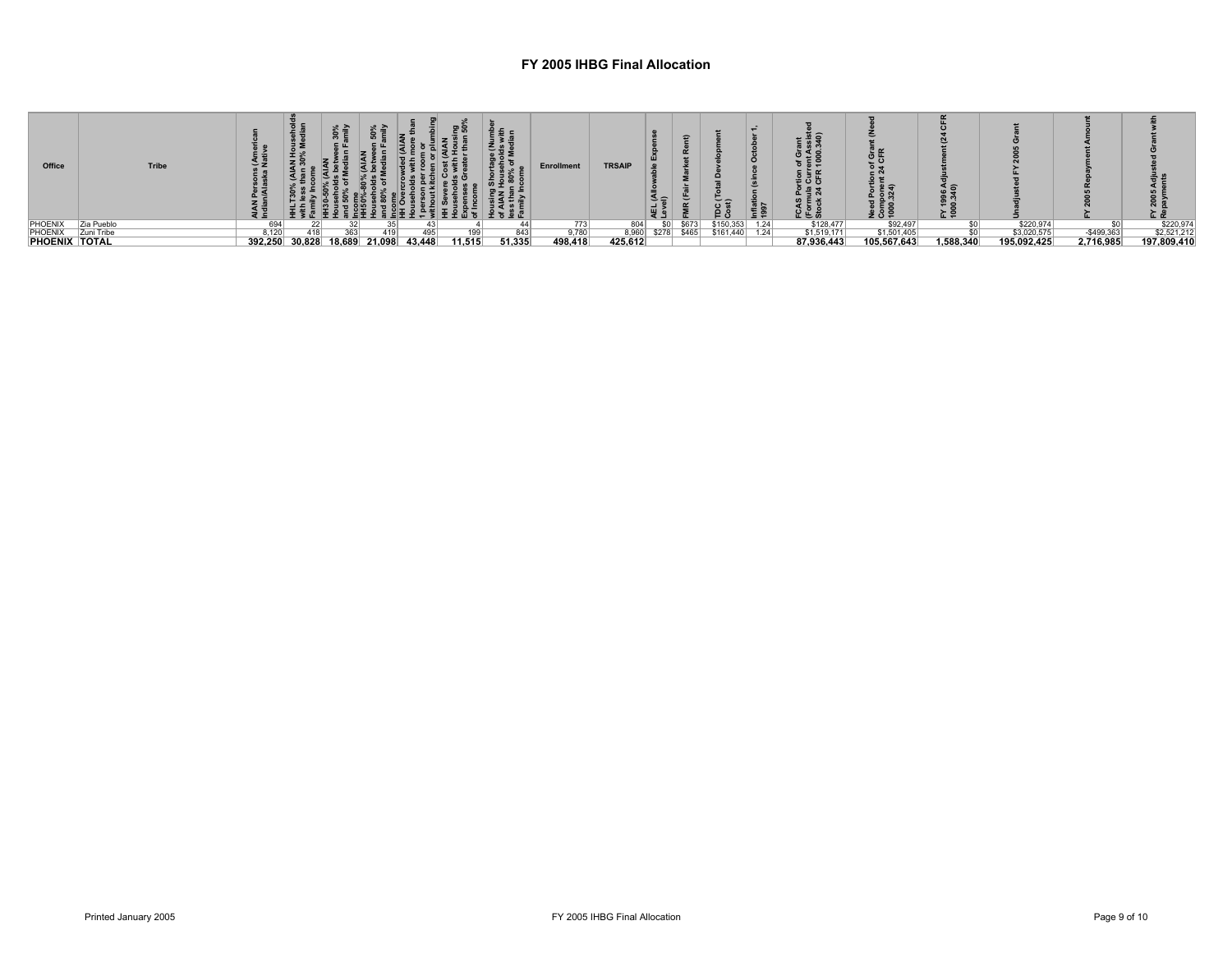# FY 2005 IHBG Final Allocation

| Office | Tribe | AIAN Persons (American Indian/Alaska Native | HHLT30% (AIAN Households with less than 30% Median Family Income | HH30-50% (AIAN Households between 30% and 50% of Median Family Income | HH50%-80% (AIAN Households between 50% and 80% of Median Family Income | HH Overcrowded (AIAN Households with more than 1 person per room or without kitchen or plumbing | HH Severe Cost (AIAN Households with Housing Expenses Greater than 50% of Income | Housing Shortage (Number of AIAN Households with less than 80% of Median Family Income | Enrollment | TRSAIP | AEL (Allowable Expense Level) | FMR (Fair Market Rent) | TDC (Total Development Cost) | Inflation (since October 1, 1997 | FCAS Portion of Grant (Formula Current Assisted Stock 24 CFR 1000.340) | Need Portion of Grant (Need Component 24 CFR 1000.324) | FY 1996 Adjustment (24 CFR 1000.340) | Unadjusted FY 2005 Grant | FY 2005 Repayment Amount | FY 2005 Adjusted Grant with Repayments |
|---|---|---|---|---|---|---|---|---|---|---|---|---|---|---|---|---|---|---|---|---|
| PHOENIX | Zia Pueblo | 694 | 22 | 32 | 35 | 43 | 4 | 44 | 773 | 804 | $0 | $673 | $150,353 | 1.24 | $128,477 | $92,497 | $0 | $220,974 | $0 | $220,974 |
| PHOENIX | Zuni Tribe | 8,120 | 418 | 363 | 419 | 495 | 199 | 843 | 9,780 | 8,960 | $278 | $465 | $161,440 | 1.24 | $1,519,171 | $1,501,405 | $0 | $3,020,575 | -$499,363 | $2,521,212 |
| **PHOENIX** | **TOTAL** | **392,250** | **30,828** | **18,689** | **21,098** | **43,448** | **11,515** | **51,335** | **498,418** | **425,612** | | | | | **87,936,443** | **105,567,643** | **1,588,340** | **195,092,425** | **2,716,985** | **197,809,410** |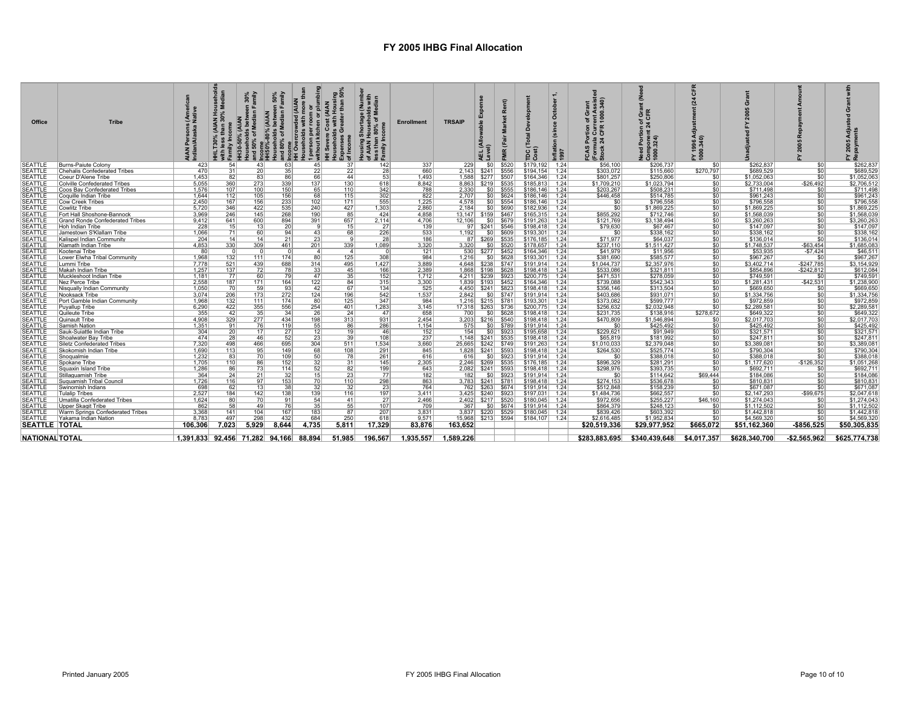# FY 2005 IHBG Final Allocation

| Office | Tribe | AIAN Persons (American Indian/Alaska Native | HHLT30% (AIAN Households with less than 30% Median Family Income | HH30-50% (AIAN Households between 30% and 50% of Median Family Income | HH50%-80% (AIAN Households between 50% and 80% of Median Family Income | HH Overcrowded (AIAN Households with more than 1 person per room or without kitchen or plumbing | HH Severe Cost (AIAN Households with Housing Expenses Greater than 50% of Income | Housing Shortage (Number of AIAN Households with less than 80% of Median Family Income | Enrollment | TRSAIP | AEL (Allowable Expense Level) | FMR (Fair Market Rent) | TDC (Total Development Cost) | Inflation (since October 1, 1997 | FCAS Portion of Grant (Formula Current Assisted Stock 24 CFR 1000.340) | Need Portion of Grant (Need Component 24 CFR 1000.324) | FY 1996 Adjustment (24 CFR 1000.340) | Unadjusted FY 2005 Grant | FY 2005 Repayment Amount | FY 2005 Adjusted Grant with Repayments |
|---|---|---|---|---|---|---|---|---|---|---|---|---|---|---|---|---|---|---|---|---|
| SEATTLE | Burns-Paiute Colony | 423 | 54 | 43 | 63 | 45 | 37 | 142 | 337 | 229 | $0 | $520 | $179,192 | 1.24 | $56,100 | $206,737 | $0 | $262,837 | $0 | $262,837 |
| SEATTLE | Chehalis Confederated Tribes | 470 | 31 | 20 | 35 | 22 | 22 | 28 | 660 | 2,143 | $241 | $556 | $194,154 | 1.24 | $303,072 | $115,660 | $270,797 | $689,529 | $0 | $689,529 |
| SEATTLE | Coeur D'Alene Tribe | 1,453 | 82 | 83 | 86 | 66 | 44 | 53 | 1,493 | 1,588 | $277 | $507 | $164,346 | 1.24 | $801,257 | $250,806 | $0 | $1,052,063 | $0 | $1,052,063 |
| SEATTLE | Colville Confederated Tribes | 5,055 | 360 | 273 | 339 | 137 | 130 | 618 | 8,842 | 8,863 | $219 | $535 | $185,813 | 1.24 | $1,709,210 | $1,023,794 | $0 | $2,733,004 | -$26,492 | $2,706,512 |
| SEATTLE | Coos Bay Confederated Tribes | 1,576 | 107 | 100 | 150 | 65 | 110 | 342 | 788 | 2,330 | $0 | $555 | $186,146 | 1.24 | $203,267 | $508,231 | $0 | $711,498 | $0 | $711,498 |
| SEATTLE | Coquille Indian Tribe | 1,644 | 112 | 105 | 156 | 68 | 115 | 302 | 822 | 2,707 | $0 | $624 | $186,146 | 1.24 | $446,458 | $514,785 | $0 | $961,243 | $0 | $961,243 |
| SEATTLE | Cow Creek Tribes | 2,450 | 167 | 156 | 233 | 102 | 171 | 555 | 1,225 | 4,578 | $0 | $554 | $186,146 | 1.24 | $0 | $796,558 | $0 | $796,558 | $0 | $796,558 |
| SEATTLE | Cowlitz Tribe | 5,720 | 346 | 422 | 535 | 240 | 427 | 1,303 | 2,860 | 2,184 | $0 | $690 | $182,936 | 1.24 | $0 | $1,869,225 | $0 | $1,869,225 | $0 | $1,869,225 |
| SEATTLE | Fort Hall Shoshone-Bannock | 3,969 | 246 | 145 | 268 | 190 | 85 | 424 | 4,858 | 13,147 | $159 | $467 | $165,315 | 1.24 | $855,292 | $712,746 | $0 | $1,568,039 | $0 | $1,568,039 |
| SEATTLE | Grand Ronde Confederated Tribes | 9,412 | 641 | 600 | 894 | 391 | 657 | 2,114 | 4,706 | 12,106 | $0 | $679 | $191,263 | 1.24 | $121,769 | $3,138,494 | $0 | $3,260,263 | $0 | $3,260,263 |
| SEATTLE | Hoh Indian Tribe | 228 | 15 | 13 | 20 | 9 | 15 | 27 | 139 | 97 | $241 | $546 | $198,418 | 1.24 | $79,630 | $67,467 | $0 | $147,097 | $0 | $147,097 |
| SEATTLE | Jamestown S'Klallam Tribe | 1,066 | 71 | 60 | 94 | 43 | 68 | 226 | 533 | 1,192 | $0 | $609 | $193,301 | 1.24 | $0 | $338,162 | $0 | $338,162 | $0 | $338,162 |
| SEATTLE | Kalispel Indian Community | 204 | 14 | 14 | 21 | 23 | 9 | 28 | 186 | 87 | $269 | $535 | $176,185 | 1.24 | $71,977 | $64,037 | $0 | $136,014 | $0 | $136,014 |
| SEATTLE | Klamath Indian Tribe | 4,853 | 330 | 309 | 461 | 201 | 339 | 1,089 | 3,320 | 3,320 | $0 | $520 | $178,657 | 1.24 | $237,110 | $1,511,427 | $0 | $1,748,537 | -$63,454 | $1,685,083 |
| SEATTLE | Kootenai Tribe | 80 | 0 | 0 | 0 | 4 | 4 | 0 | 121 | 530 | $277 | $452 | $164,346 | 1.24 | $41,979 | $11,956 | $0 | $53,935 | -$7,424 | $46,511 |
| SEATTLE | Lower Elwha Tribal Community | 1,968 | 132 | 111 | 174 | 80 | 125 | 308 | 984 | 1,216 | $0 | $628 | $193,301 | 1.24 | $381,690 | $585,577 | $0 | $967,267 | $0 | $967,267 |
| SEATTLE | Lummi Tribe | 7,778 | 521 | 439 | 688 | 314 | 495 | 1,427 | 3,889 | 4,648 | $238 | $747 | $191,914 | 1.24 | $1,044,737 | $2,357,976 | $0 | $3,402,714 | -$247,785 | $3,154,929 |
| SEATTLE | Makah Indian Tribe | 1,257 | 137 | 72 | 78 | 33 | 45 | 166 | 2,389 | 1,868 | $198 | $628 | $198,418 | 1.24 | $533,086 | $321,811 | $0 | $854,896 | -$242,812 | $612,084 |
| SEATTLE | Muckleshoot Indian Tribe | 1,181 | 77 | 60 | 79 | 47 | 35 | 152 | 1,712 | 4,211 | $239 | $923 | $200,775 | 1.24 | $471,531 | $278,059 | $0 | $749,591 | $0 | $749,591 |
| SEATTLE | Nez Perce Tribe | 2,558 | 187 | 171 | 164 | 122 | 84 | 315 | 3,300 | 1,839 | $193 | $452 | $164,346 | 1.24 | $739,088 | $542,343 | $0 | $1,281,431 | -$42,531 | $1,238,900 |
| SEATTLE | Nisqually Indian Community | 1,050 | 70 | 59 | 93 | 42 | 67 | 134 | 525 | 4,450 | $241 | $823 | $198,418 | 1.24 | $356,146 | $313,504 | $0 | $669,650 | $0 | $669,650 |
| SEATTLE | Nooksack Tribe | 3,074 | 206 | 173 | 272 | 124 | 196 | 542 | 1,537 | 2,842 | $0 | $747 | $191,914 | 1.24 | $403,686 | $931,071 | $0 | $1,334,756 | $0 | $1,334,756 |
| SEATTLE | Port Gamble Indian Community | 1,968 | 132 | 111 | 174 | 80 | 125 | 347 | 984 | 1,216 | $215 | $781 | $193,301 | 1.24 | $373,082 | $599,777 | $0 | $972,859 | $0 | $972,859 |
| SEATTLE | Puyallup Tribe | 6,290 | 422 | 355 | 556 | 254 | 401 | 1,283 | 3,145 | 17,318 | $263 | $736 | $200,775 | 1.24 | $256,632 | $2,032,948 | $0 | $2,289,581 | $0 | $2,289,581 |
| SEATTLE | Quileute Tribe | 355 | 42 | 35 | 34 | 26 | 24 | 47 | 658 | 700 | $0 | $628 | $198,418 | 1.24 | $231,735 | $138,916 | $278,672 | $649,322 | $0 | $649,322 |
| SEATTLE | Quinault Tribe | 4,908 | 329 | 277 | 434 | 198 | 313 | 931 | 2,454 | 3,203 | $216 | $540 | $198,418 | 1.24 | $470,809 | $1,546,894 | $0 | $2,017,703 | $0 | $2,017,703 |
| SEATTLE | Samish Nation | 1,351 | 91 | 76 | 119 | 55 | 86 | 286 | 1,154 | 575 | $0 | $789 | $191,914 | 1.24 | $0 | $425,492 | $0 | $425,492 | $0 | $425,492 |
| SEATTLE | Sauk-Suiattle Indian Tribe | 304 | 20 | 17 | 27 | 12 | 19 | 46 | 152 | 154 | $0 | $923 | $195,658 | 1.24 | $229,621 | $91,949 | $0 | $321,571 | $0 | $321,571 |
| SEATTLE | Shoalwater Bay Tribe | 474 | 28 | 46 | 52 | 23 | 39 | 108 | 237 | 1,148 | $241 | $535 | $198,418 | 1.24 | $65,819 | $181,992 | $0 | $247,811 | $0 | $247,811 |
| SEATTLE | Siletz Confederated Tribes | 7,320 | 498 | 466 | 695 | 304 | 511 | 1,534 | 3,660 | 25,665 | $242 | $749 | $191,263 | 1.24 | $1,010,033 | $2,379,048 | $0 | $3,389,081 | $0 | $3,389,081 |
| SEATTLE | Skokomish Indian Tribe | 1,690 | 113 | 95 | 149 | 68 | 108 | 291 | 845 | 1,828 | $241 | $593 | $198,418 | 1.24 | $264,530 | $525,774 | $0 | $790,304 | $0 | $790,304 |
| SEATTLE | Snoqualmie | 1,232 | 83 | 70 | 109 | 50 | 78 | 261 | 616 | 616 | $0 | $923 | $191,914 | 1.24 | $0 | $388,018 | $0 | $388,018 | $0 | $388,018 |
| SEATTLE | Spokane Tribe | 1,705 | 110 | 86 | 152 | 32 | 31 | 145 | 2,305 | 2,246 | $269 | $535 | $176,185 | 1.24 | $896,329 | $281,291 | $0 | $1,177,620 | -$126,352 | $1,051,268 |
| SEATTLE | Squaxin Island Tribe | 1,286 | 86 | 73 | 114 | 52 | 82 | 199 | 643 | 2,082 | $241 | $593 | $198,418 | 1.24 | $298,976 | $393,735 | $0 | $692,711 | $0 | $692,711 |
| SEATTLE | Stillaguamish Tribe | 364 | 24 | 21 | 32 | 15 | 23 | 77 | 182 | 182 | $0 | $923 | $191,914 | 1.24 | $0 | $114,642 | $69,444 | $184,086 | $0 | $184,086 |
| SEATTLE | Suquamish Tribal Council | 1,726 | 116 | 97 | 153 | 70 | 110 | 298 | 863 | 3,783 | $241 | $781 | $198,418 | 1.24 | $274,153 | $536,678 | $0 | $810,831 | $0 | $810,831 |
| SEATTLE | Swinomish Indians | 698 | 62 | 13 | 38 | 32 | 32 | 23 | 764 | 762 | $263 | $674 | $191,914 | 1.24 | $512,848 | $158,239 | $0 | $671,087 | $0 | $671,087 |
| SEATTLE | Tulalip Tribes | 2,527 | 184 | 142 | 138 | 139 | 116 | 197 | 3,411 | 3,425 | $240 | $923 | $197,031 | 1.24 | $1,484,736 | $662,557 | $0 | $2,147,293 | -$99,675 | $2,047,618 |
| SEATTLE | Umatilla Confederated Tribes | 1,624 | 80 | 70 | 91 | 54 | 41 | 27 | 2,466 | 2,402 | $217 | $520 | $180,045 | 1.24 | $972,656 | $255,227 | $46,160 | $1,274,043 | $0 | $1,274,043 |
| SEATTLE | Upper Skagit Tribe | 862 | 58 | 49 | 76 | 35 | 55 | 107 | 709 | 367 | $0 | $674 | $191,914 | 1.24 | $864,379 | $248,123 | $0 | $1,112,502 | $0 | $1,112,502 |
| SEATTLE | Warm Springs Confederated Tribes | 3,368 | 141 | 104 | 167 | 183 | 87 | 207 | 3,831 | 3,837 | $220 | $529 | $180,045 | 1.24 | $839,426 | $603,392 | $0 | $1,442,818 | $0 | $1,442,818 |
| SEATTLE | Yakama Indian Nation | 8,783 | 497 | 298 | 432 | 684 | 250 | 618 | 9,571 | 15,968 | $213 | $594 | $184,107 | 1.24 | $2,616,485 | $1,952,834 | $0 | $4,569,320 | $0 | $4,569,320 |
| **SEATTLE** | **TOTAL** | **106,306** | **7,023** | **5,929** | **8,644** | **4,735** | **5,811** | **17,329** | **83,876** | **163,652** | | | | | **$20,519,336** | **$29,977,952** | **$665,072** | **$51,162,360** | **-$856,525** | **$50,305,835** |
| **NATIONAL** | **TOTAL** | **1,391,833** | **92,456** | **71,282** | **94,166** | **88,894** | **51,985** | **196,567** | **1,935,557** | **1,589,226** | | | | | **$283,883,695** | **$340,439,648** | **$4,017,357** | **$628,340,700** | **-$2,565,962** | **$625,774,738** |

Printed January 2005